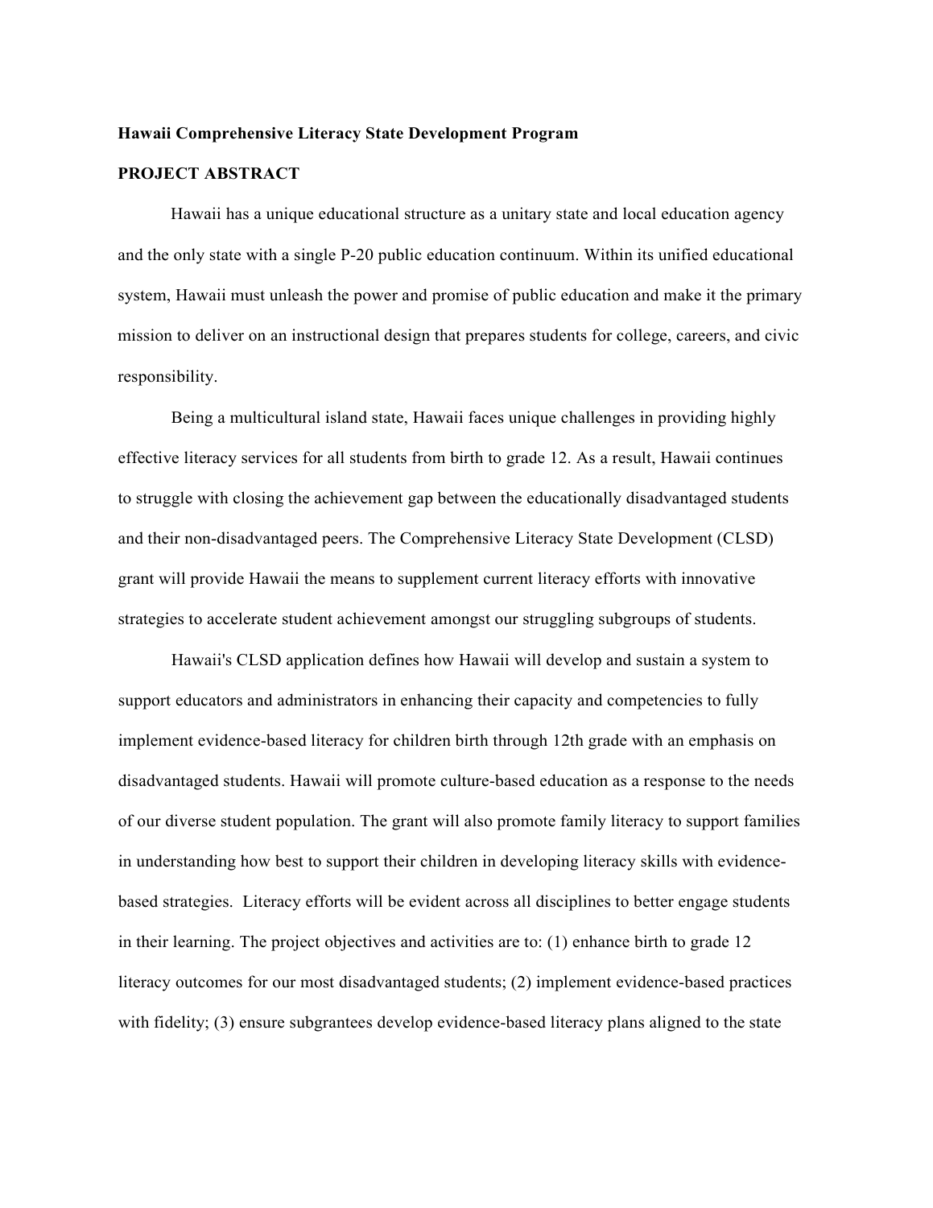**Hawaii Comprehensive Literacy State Development Program**

**PROJECT ABSTRACT**

Hawaii has a unique educational structure as a unitary state and local education agency and the only state with a single P-20 public education continuum. Within its unified educational system, Hawaii must unleash the power and promise of public education and make it the primary mission to deliver on an instructional design that prepares students for college, careers, and civic responsibility.

Being a multicultural island state, Hawaii faces unique challenges in providing highly effective literacy services for all students from birth to grade 12. As a result, Hawaii continues to struggle with closing the achievement gap between the educationally disadvantaged students and their non-disadvantaged peers. The Comprehensive Literacy State Development (CLSD) grant will provide Hawaii the means to supplement current literacy efforts with innovative strategies to accelerate student achievement amongst our struggling subgroups of students.

Hawaii's CLSD application defines how Hawaii will develop and sustain a system to support educators and administrators in enhancing their capacity and competencies to fully implement evidence-based literacy for children birth through 12th grade with an emphasis on disadvantaged students. Hawaii will promote culture-based education as a response to the needs of our diverse student population. The grant will also promote family literacy to support families in understanding how best to support their children in developing literacy skills with evidence-based strategies. Literacy efforts will be evident across all disciplines to better engage students in their learning. The project objectives and activities are to: (1) enhance birth to grade 12 literacy outcomes for our most disadvantaged students; (2) implement evidence-based practices with fidelity; (3) ensure subgrantees develop evidence-based literacy plans aligned to the state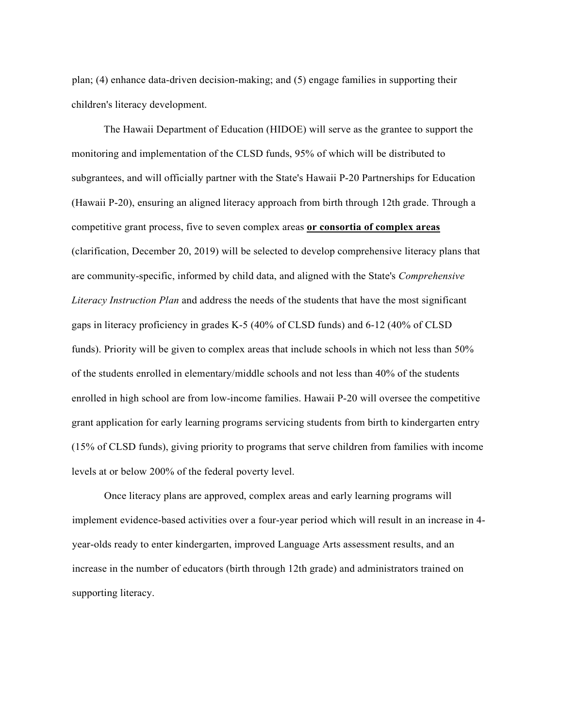plan; (4) enhance data-driven decision-making; and (5) engage families in supporting their children's literacy development.

The Hawaii Department of Education (HIDOE) will serve as the grantee to support the monitoring and implementation of the CLSD funds, 95% of which will be distributed to subgrantees, and will officially partner with the State's Hawaii P-20 Partnerships for Education (Hawaii P-20), ensuring an aligned literacy approach from birth through 12th grade. Through a competitive grant process, five to seven complex areas **or consortia of complex areas** (clarification, December 20, 2019) will be selected to develop comprehensive literacy plans that are community-specific, informed by child data, and aligned with the State's *Comprehensive Literacy Instruction Plan* and address the needs of the students that have the most significant gaps in literacy proficiency in grades K-5 (40% of CLSD funds) and 6-12 (40% of CLSD funds). Priority will be given to complex areas that include schools in which not less than 50% of the students enrolled in elementary/middle schools and not less than 40% of the students enrolled in high school are from low-income families. Hawaii P-20 will oversee the competitive grant application for early learning programs servicing students from birth to kindergarten entry (15% of CLSD funds), giving priority to programs that serve children from families with income levels at or below 200% of the federal poverty level.

Once literacy plans are approved, complex areas and early learning programs will implement evidence-based activities over a four-year period which will result in an increase in 4-year-olds ready to enter kindergarten, improved Language Arts assessment results, and an increase in the number of educators (birth through 12th grade) and administrators trained on supporting literacy.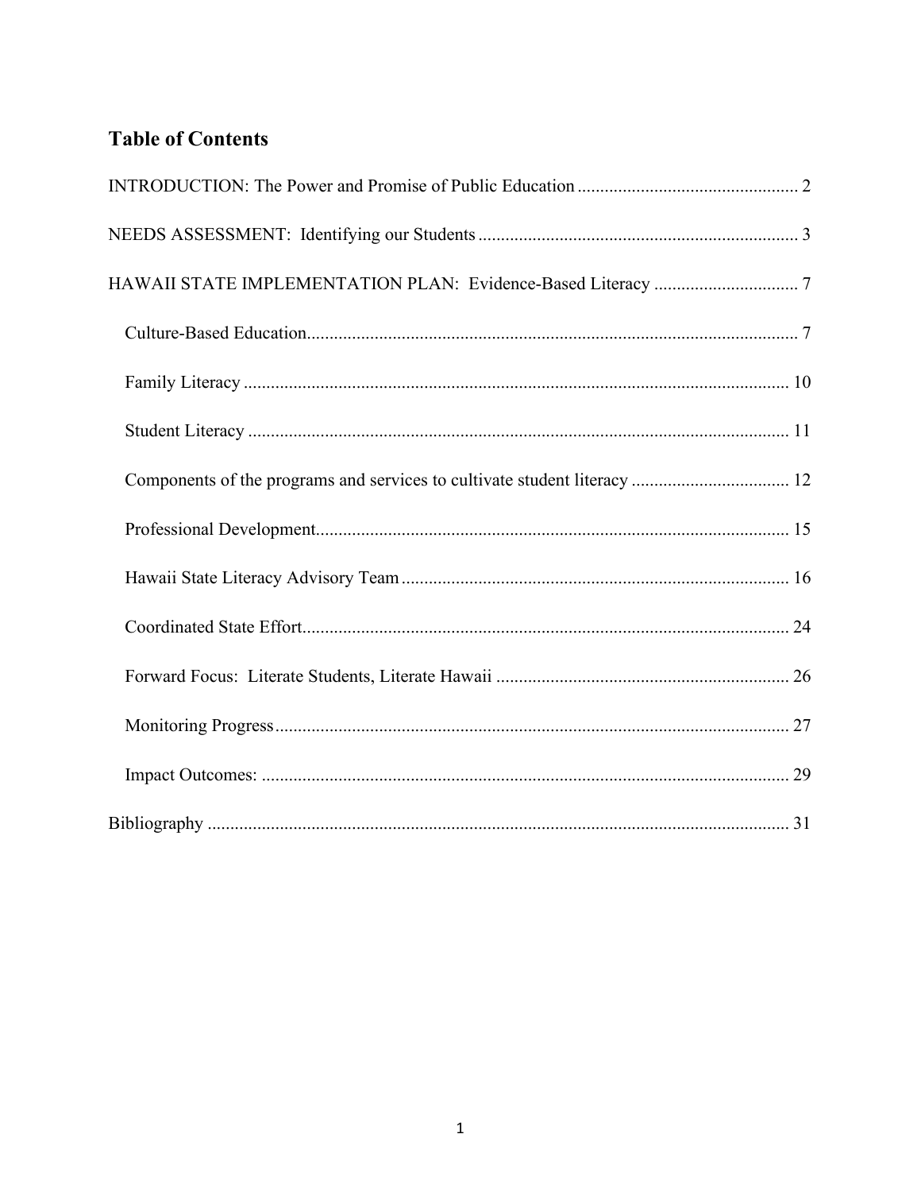# Table of Contents

INTRODUCTION: The Power and Promise of Public Education ... 2

NEEDS ASSESSMENT: Identifying our Students ... 3

HAWAII STATE IMPLEMENTATION PLAN: Evidence-Based Literacy ... 7

- Culture-Based Education ... 7
- Family Literacy ... 10
- Student Literacy ... 11
- Components of the programs and services to cultivate student literacy ... 12
- Professional Development ... 15
- Hawaii State Literacy Advisory Team ... 16
- Coordinated State Effort ... 24
- Forward Focus: Literate Students, Literate Hawaii ... 26
- Monitoring Progress ... 27
- Impact Outcomes: ... 29

Bibliography ... 31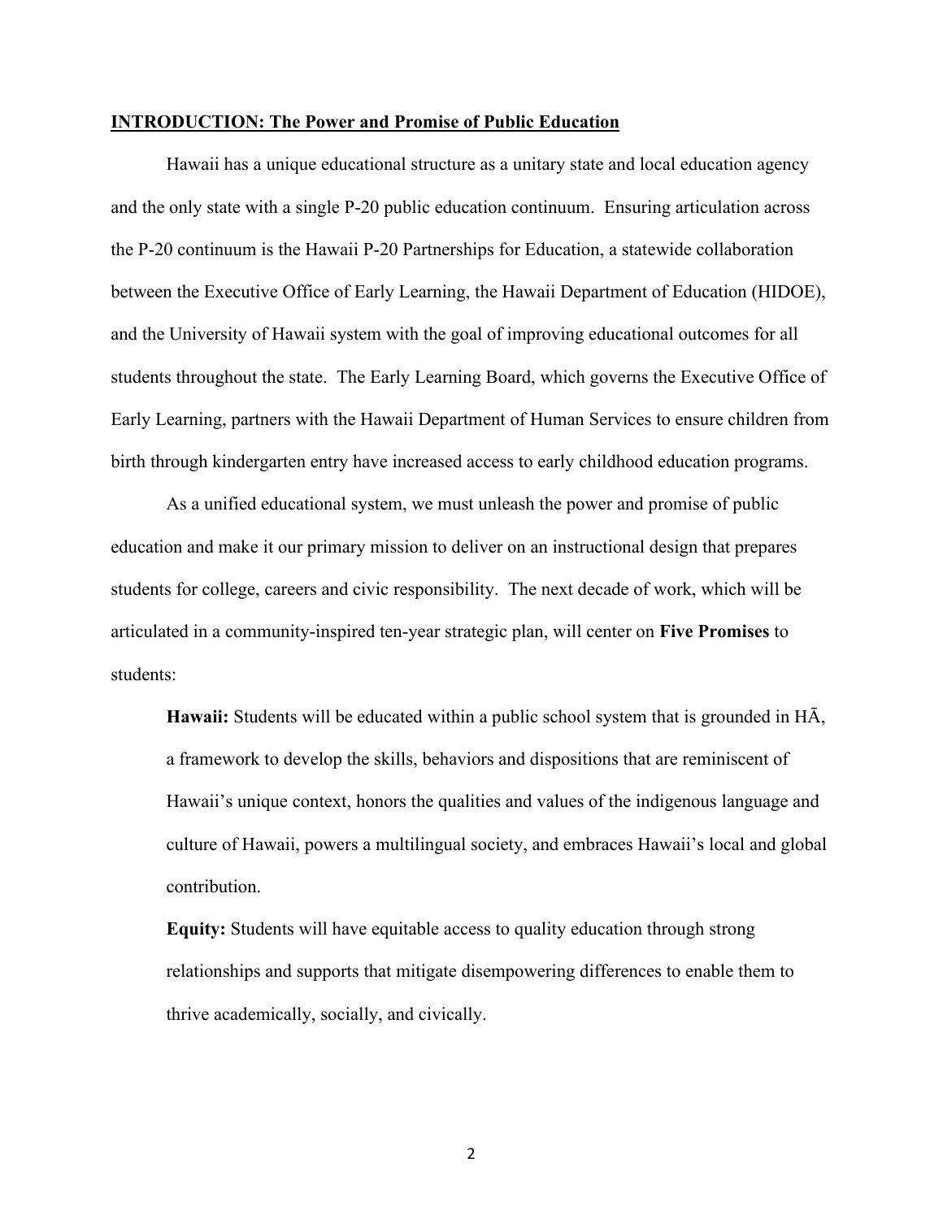## INTRODUCTION: The Power and Promise of Public Education

Hawaii has a unique educational structure as a unitary state and local education agency and the only state with a single P-20 public education continuum. Ensuring articulation across the P-20 continuum is the Hawaii P-20 Partnerships for Education, a statewide collaboration between the Executive Office of Early Learning, the Hawaii Department of Education (HIDOE), and the University of Hawaii system with the goal of improving educational outcomes for all students throughout the state. The Early Learning Board, which governs the Executive Office of Early Learning, partners with the Hawaii Department of Human Services to ensure children from birth through kindergarten entry have increased access to early childhood education programs.

As a unified educational system, we must unleash the power and promise of public education and make it our primary mission to deliver on an instructional design that prepares students for college, careers and civic responsibility. The next decade of work, which will be articulated in a community-inspired ten-year strategic plan, will center on **Five Promises** to students:

**Hawaii:** Students will be educated within a public school system that is grounded in HĀ, a framework to develop the skills, behaviors and dispositions that are reminiscent of Hawaii's unique context, honors the qualities and values of the indigenous language and culture of Hawaii, powers a multilingual society, and embraces Hawaii's local and global contribution.

**Equity:** Students will have equitable access to quality education through strong relationships and supports that mitigate disempowering differences to enable them to thrive academically, socially, and civically.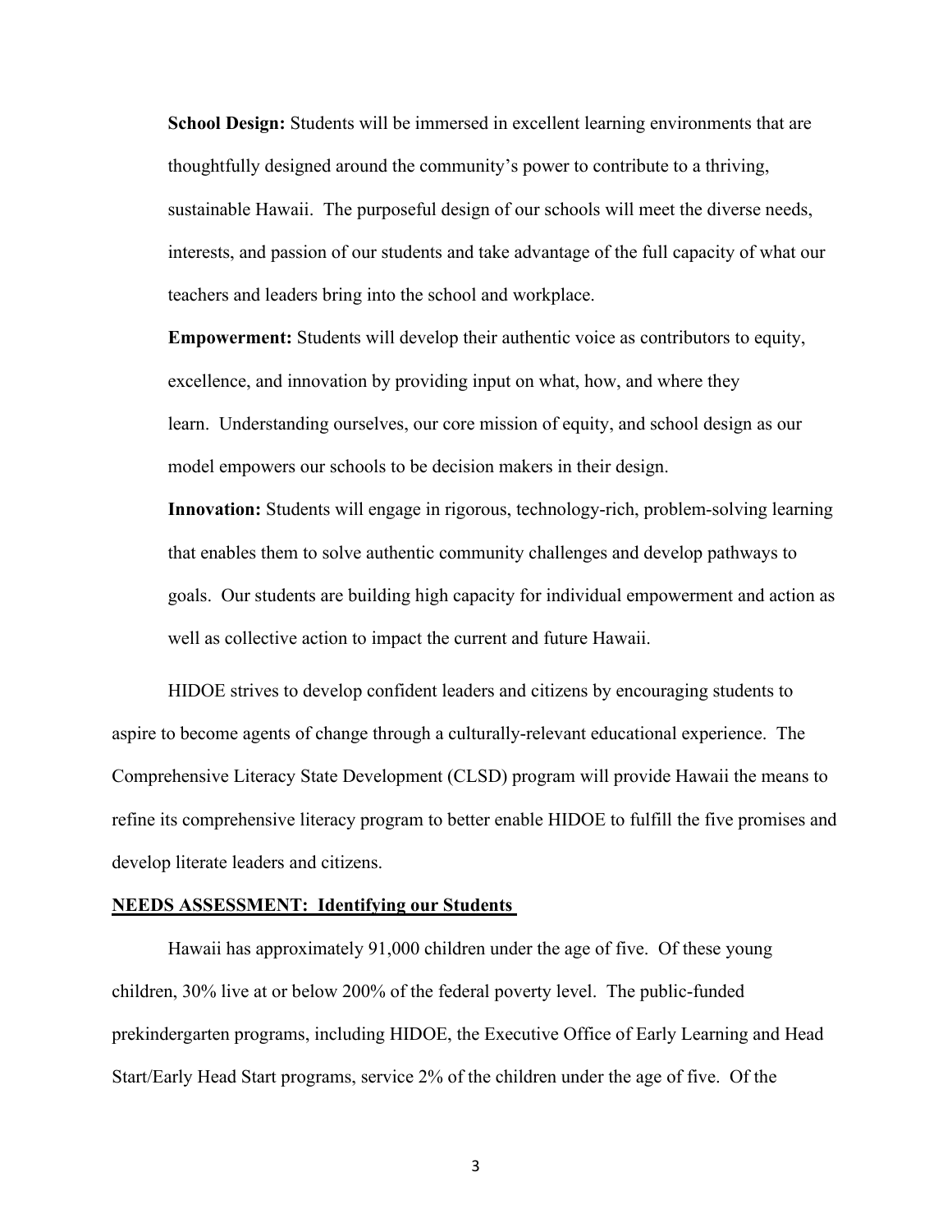**School Design:** Students will be immersed in excellent learning environments that are thoughtfully designed around the community's power to contribute to a thriving, sustainable Hawaii. The purposeful design of our schools will meet the diverse needs, interests, and passion of our students and take advantage of the full capacity of what our teachers and leaders bring into the school and workplace.

**Empowerment:** Students will develop their authentic voice as contributors to equity, excellence, and innovation by providing input on what, how, and where they learn. Understanding ourselves, our core mission of equity, and school design as our model empowers our schools to be decision makers in their design.

**Innovation:** Students will engage in rigorous, technology-rich, problem-solving learning that enables them to solve authentic community challenges and develop pathways to goals. Our students are building high capacity for individual empowerment and action as well as collective action to impact the current and future Hawaii.

HIDOE strives to develop confident leaders and citizens by encouraging students to aspire to become agents of change through a culturally-relevant educational experience. The Comprehensive Literacy State Development (CLSD) program will provide Hawaii the means to refine its comprehensive literacy program to better enable HIDOE to fulfill the five promises and develop literate leaders and citizens.

**NEEDS ASSESSMENT: Identifying our Students**

Hawaii has approximately 91,000 children under the age of five. Of these young children, 30% live at or below 200% of the federal poverty level. The public-funded prekindergarten programs, including HIDOE, the Executive Office of Early Learning and Head Start/Early Head Start programs, service 2% of the children under the age of five. Of the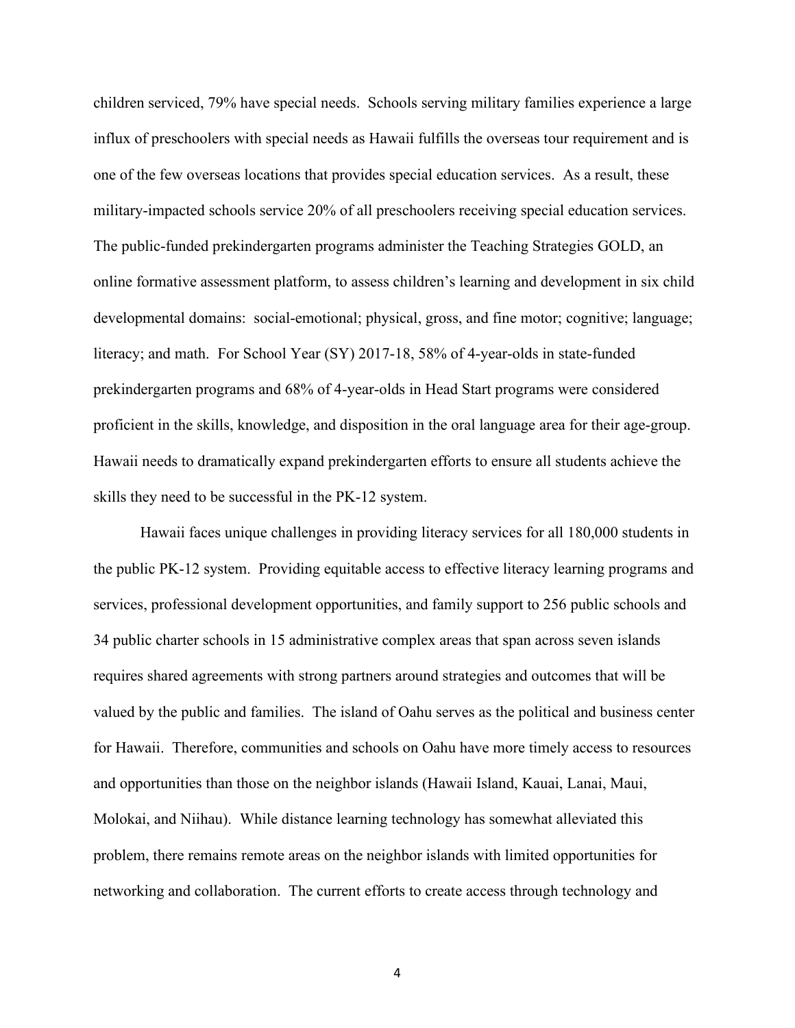children serviced, 79% have special needs. Schools serving military families experience a large influx of preschoolers with special needs as Hawaii fulfills the overseas tour requirement and is one of the few overseas locations that provides special education services. As a result, these military-impacted schools service 20% of all preschoolers receiving special education services. The public-funded prekindergarten programs administer the Teaching Strategies GOLD, an online formative assessment platform, to assess children's learning and development in six child developmental domains: social-emotional; physical, gross, and fine motor; cognitive; language; literacy; and math. For School Year (SY) 2017-18, 58% of 4-year-olds in state-funded prekindergarten programs and 68% of 4-year-olds in Head Start programs were considered proficient in the skills, knowledge, and disposition in the oral language area for their age-group. Hawaii needs to dramatically expand prekindergarten efforts to ensure all students achieve the skills they need to be successful in the PK-12 system.

Hawaii faces unique challenges in providing literacy services for all 180,000 students in the public PK-12 system. Providing equitable access to effective literacy learning programs and services, professional development opportunities, and family support to 256 public schools and 34 public charter schools in 15 administrative complex areas that span across seven islands requires shared agreements with strong partners around strategies and outcomes that will be valued by the public and families. The island of Oahu serves as the political and business center for Hawaii. Therefore, communities and schools on Oahu have more timely access to resources and opportunities than those on the neighbor islands (Hawaii Island, Kauai, Lanai, Maui, Molokai, and Niihau). While distance learning technology has somewhat alleviated this problem, there remains remote areas on the neighbor islands with limited opportunities for networking and collaboration. The current efforts to create access through technology and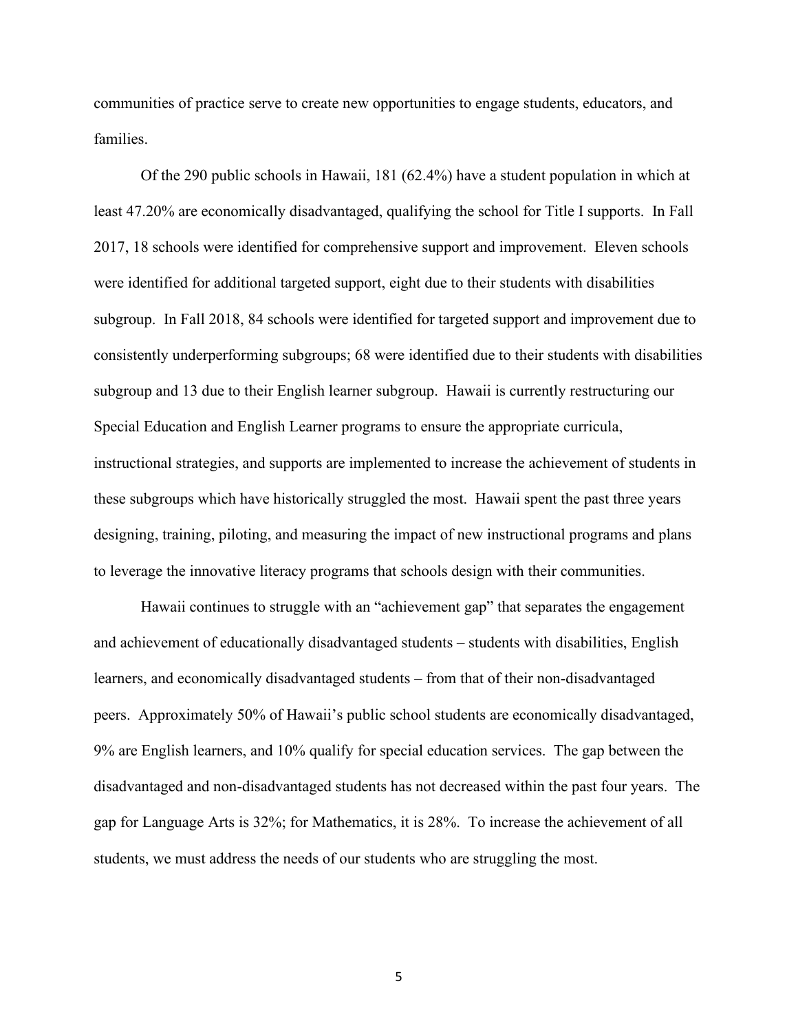communities of practice serve to create new opportunities to engage students, educators, and families.

Of the 290 public schools in Hawaii, 181 (62.4%) have a student population in which at least 47.20% are economically disadvantaged, qualifying the school for Title I supports. In Fall 2017, 18 schools were identified for comprehensive support and improvement. Eleven schools were identified for additional targeted support, eight due to their students with disabilities subgroup. In Fall 2018, 84 schools were identified for targeted support and improvement due to consistently underperforming subgroups; 68 were identified due to their students with disabilities subgroup and 13 due to their English learner subgroup. Hawaii is currently restructuring our Special Education and English Learner programs to ensure the appropriate curricula, instructional strategies, and supports are implemented to increase the achievement of students in these subgroups which have historically struggled the most. Hawaii spent the past three years designing, training, piloting, and measuring the impact of new instructional programs and plans to leverage the innovative literacy programs that schools design with their communities.

Hawaii continues to struggle with an "achievement gap" that separates the engagement and achievement of educationally disadvantaged students – students with disabilities, English learners, and economically disadvantaged students – from that of their non-disadvantaged peers. Approximately 50% of Hawaii's public school students are economically disadvantaged, 9% are English learners, and 10% qualify for special education services. The gap between the disadvantaged and non-disadvantaged students has not decreased within the past four years. The gap for Language Arts is 32%; for Mathematics, it is 28%. To increase the achievement of all students, we must address the needs of our students who are struggling the most.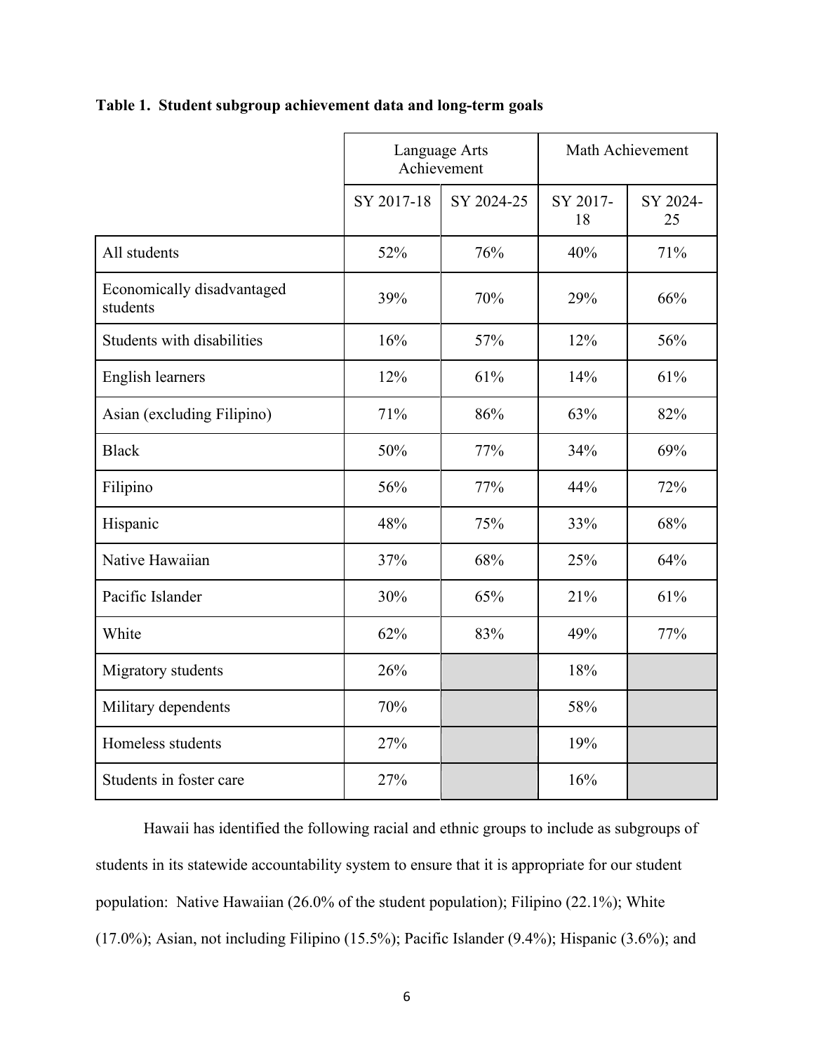**Table 1. Student subgroup achievement data and long-term goals**

| | Language Arts Achievement | | Math Achievement | |
|---|---|---|---|---|
| | SY 2017-18 | SY 2024-25 | SY 2017-18 | SY 2024-25 |
| All students | 52% | 76% | 40% | 71% |
| Economically disadvantaged students | 39% | 70% | 29% | 66% |
| Students with disabilities | 16% | 57% | 12% | 56% |
| English learners | 12% | 61% | 14% | 61% |
| Asian (excluding Filipino) | 71% | 86% | 63% | 82% |
| Black | 50% | 77% | 34% | 69% |
| Filipino | 56% | 77% | 44% | 72% |
| Hispanic | 48% | 75% | 33% | 68% |
| Native Hawaiian | 37% | 68% | 25% | 64% |
| Pacific Islander | 30% | 65% | 21% | 61% |
| White | 62% | 83% | 49% | 77% |
| Migratory students | 26% | | 18% | |
| Military dependents | 70% | | 58% | |
| Homeless students | 27% | | 19% | |
| Students in foster care | 27% | | 16% | |

Hawaii has identified the following racial and ethnic groups to include as subgroups of students in its statewide accountability system to ensure that it is appropriate for our student population: Native Hawaiian (26.0% of the student population); Filipino (22.1%); White (17.0%); Asian, not including Filipino (15.5%); Pacific Islander (9.4%); Hispanic (3.6%); and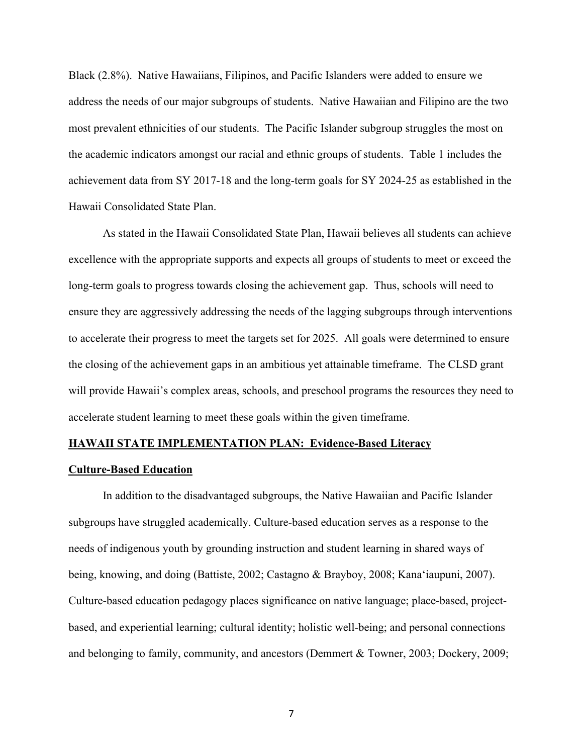Black (2.8%). Native Hawaiians, Filipinos, and Pacific Islanders were added to ensure we address the needs of our major subgroups of students. Native Hawaiian and Filipino are the two most prevalent ethnicities of our students. The Pacific Islander subgroup struggles the most on the academic indicators amongst our racial and ethnic groups of students. Table 1 includes the achievement data from SY 2017-18 and the long-term goals for SY 2024-25 as established in the Hawaii Consolidated State Plan.

As stated in the Hawaii Consolidated State Plan, Hawaii believes all students can achieve excellence with the appropriate supports and expects all groups of students to meet or exceed the long-term goals to progress towards closing the achievement gap. Thus, schools will need to ensure they are aggressively addressing the needs of the lagging subgroups through interventions to accelerate their progress to meet the targets set for 2025. All goals were determined to ensure the closing of the achievement gaps in an ambitious yet attainable timeframe. The CLSD grant will provide Hawaii's complex areas, schools, and preschool programs the resources they need to accelerate student learning to meet these goals within the given timeframe.

## HAWAII STATE IMPLEMENTATION PLAN: Evidence-Based Literacy

### Culture-Based Education

In addition to the disadvantaged subgroups, the Native Hawaiian and Pacific Islander subgroups have struggled academically. Culture-based education serves as a response to the needs of indigenous youth by grounding instruction and student learning in shared ways of being, knowing, and doing (Battiste, 2002; Castagno & Brayboy, 2008; Kanaʻiaupuni, 2007). Culture-based education pedagogy places significance on native language; place-based, project-based, and experiential learning; cultural identity; holistic well-being; and personal connections and belonging to family, community, and ancestors (Demmert & Towner, 2003; Dockery, 2009;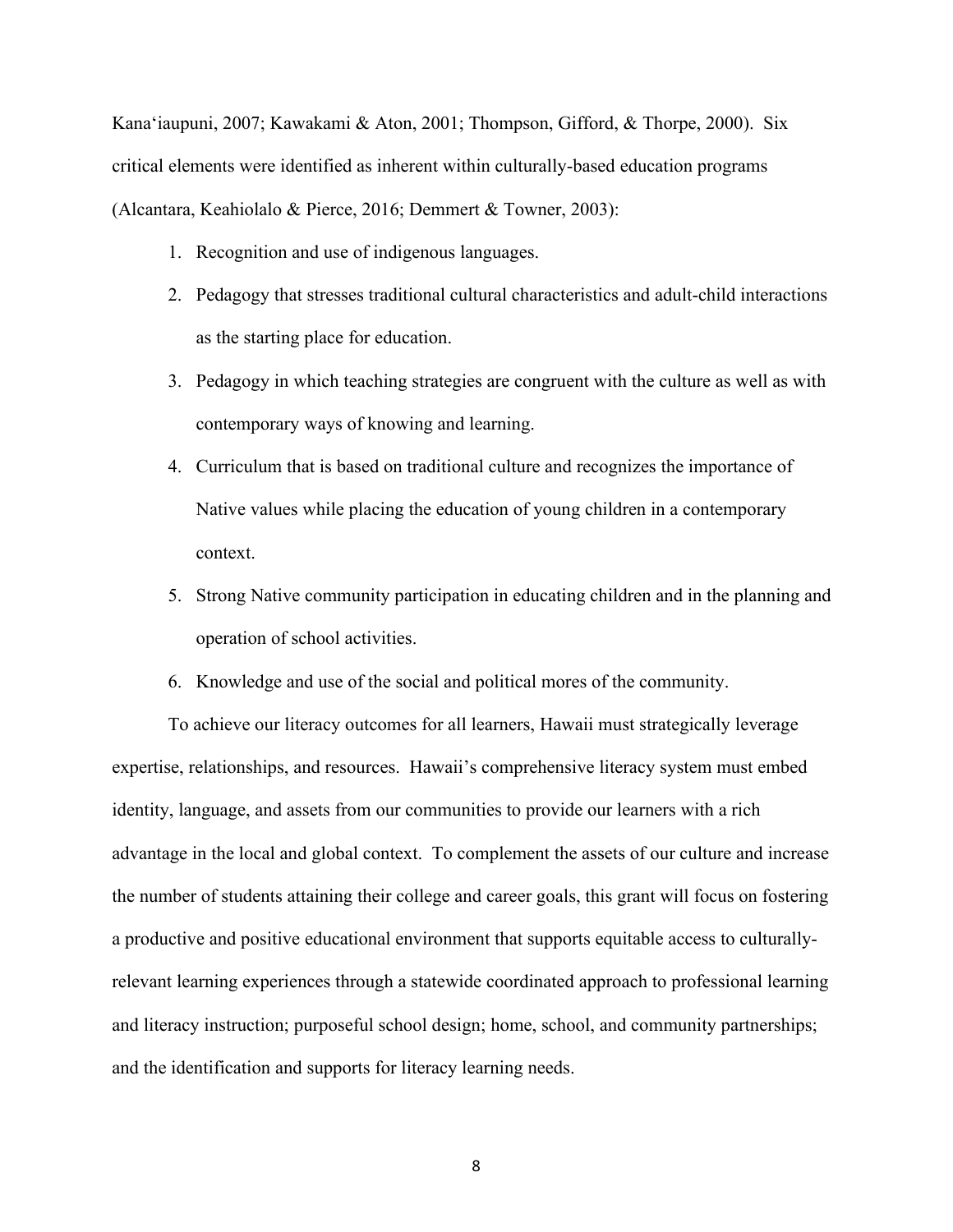Kanaʻiaupuni, 2007; Kawakami & Aton, 2001; Thompson, Gifford, & Thorpe, 2000). Six critical elements were identified as inherent within culturally-based education programs (Alcantara, Keahiolalo & Pierce, 2016; Demmert & Towner, 2003):

1. Recognition and use of indigenous languages.
2. Pedagogy that stresses traditional cultural characteristics and adult-child interactions as the starting place for education.
3. Pedagogy in which teaching strategies are congruent with the culture as well as with contemporary ways of knowing and learning.
4. Curriculum that is based on traditional culture and recognizes the importance of Native values while placing the education of young children in a contemporary context.
5. Strong Native community participation in educating children and in the planning and operation of school activities.
6. Knowledge and use of the social and political mores of the community.

To achieve our literacy outcomes for all learners, Hawaii must strategically leverage expertise, relationships, and resources. Hawaii's comprehensive literacy system must embed identity, language, and assets from our communities to provide our learners with a rich advantage in the local and global context. To complement the assets of our culture and increase the number of students attaining their college and career goals, this grant will focus on fostering a productive and positive educational environment that supports equitable access to culturally-relevant learning experiences through a statewide coordinated approach to professional learning and literacy instruction; purposeful school design; home, school, and community partnerships; and the identification and supports for literacy learning needs.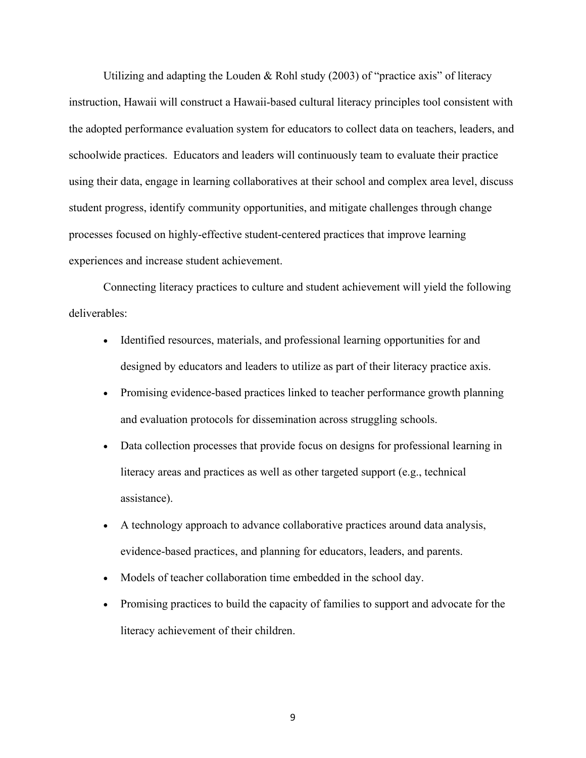Utilizing and adapting the Louden & Rohl study (2003) of "practice axis" of literacy instruction, Hawaii will construct a Hawaii-based cultural literacy principles tool consistent with the adopted performance evaluation system for educators to collect data on teachers, leaders, and schoolwide practices. Educators and leaders will continuously team to evaluate their practice using their data, engage in learning collaboratives at their school and complex area level, discuss student progress, identify community opportunities, and mitigate challenges through change processes focused on highly-effective student-centered practices that improve learning experiences and increase student achievement.

Connecting literacy practices to culture and student achievement will yield the following deliverables:

- Identified resources, materials, and professional learning opportunities for and designed by educators and leaders to utilize as part of their literacy practice axis.
- Promising evidence-based practices linked to teacher performance growth planning and evaluation protocols for dissemination across struggling schools.
- Data collection processes that provide focus on designs for professional learning in literacy areas and practices as well as other targeted support (e.g., technical assistance).
- A technology approach to advance collaborative practices around data analysis, evidence-based practices, and planning for educators, leaders, and parents.
- Models of teacher collaboration time embedded in the school day.
- Promising practices to build the capacity of families to support and advocate for the literacy achievement of their children.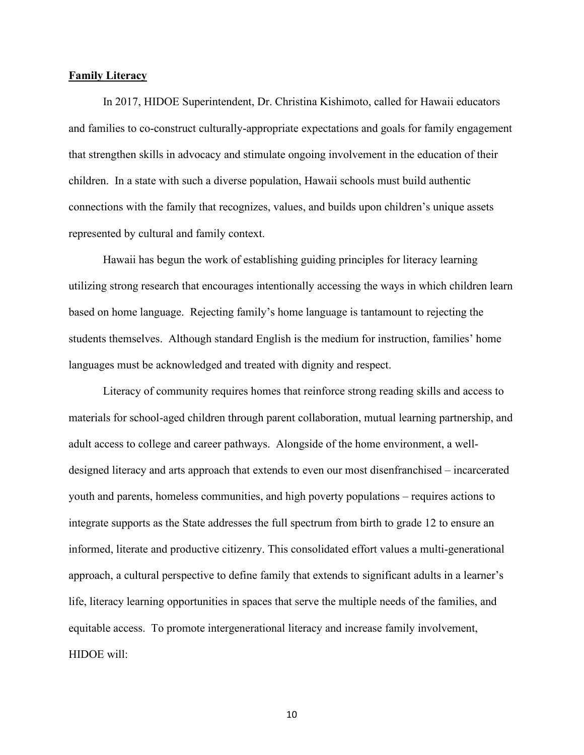**Family Literacy**

In 2017, HIDOE Superintendent, Dr. Christina Kishimoto, called for Hawaii educators and families to co-construct culturally-appropriate expectations and goals for family engagement that strengthen skills in advocacy and stimulate ongoing involvement in the education of their children. In a state with such a diverse population, Hawaii schools must build authentic connections with the family that recognizes, values, and builds upon children's unique assets represented by cultural and family context.

Hawaii has begun the work of establishing guiding principles for literacy learning utilizing strong research that encourages intentionally accessing the ways in which children learn based on home language. Rejecting family's home language is tantamount to rejecting the students themselves. Although standard English is the medium for instruction, families' home languages must be acknowledged and treated with dignity and respect.

Literacy of community requires homes that reinforce strong reading skills and access to materials for school-aged children through parent collaboration, mutual learning partnership, and adult access to college and career pathways. Alongside of the home environment, a well-designed literacy and arts approach that extends to even our most disenfranchised – incarcerated youth and parents, homeless communities, and high poverty populations – requires actions to integrate supports as the State addresses the full spectrum from birth to grade 12 to ensure an informed, literate and productive citizenry. This consolidated effort values a multi-generational approach, a cultural perspective to define family that extends to significant adults in a learner's life, literacy learning opportunities in spaces that serve the multiple needs of the families, and equitable access. To promote intergenerational literacy and increase family involvement, HIDOE will: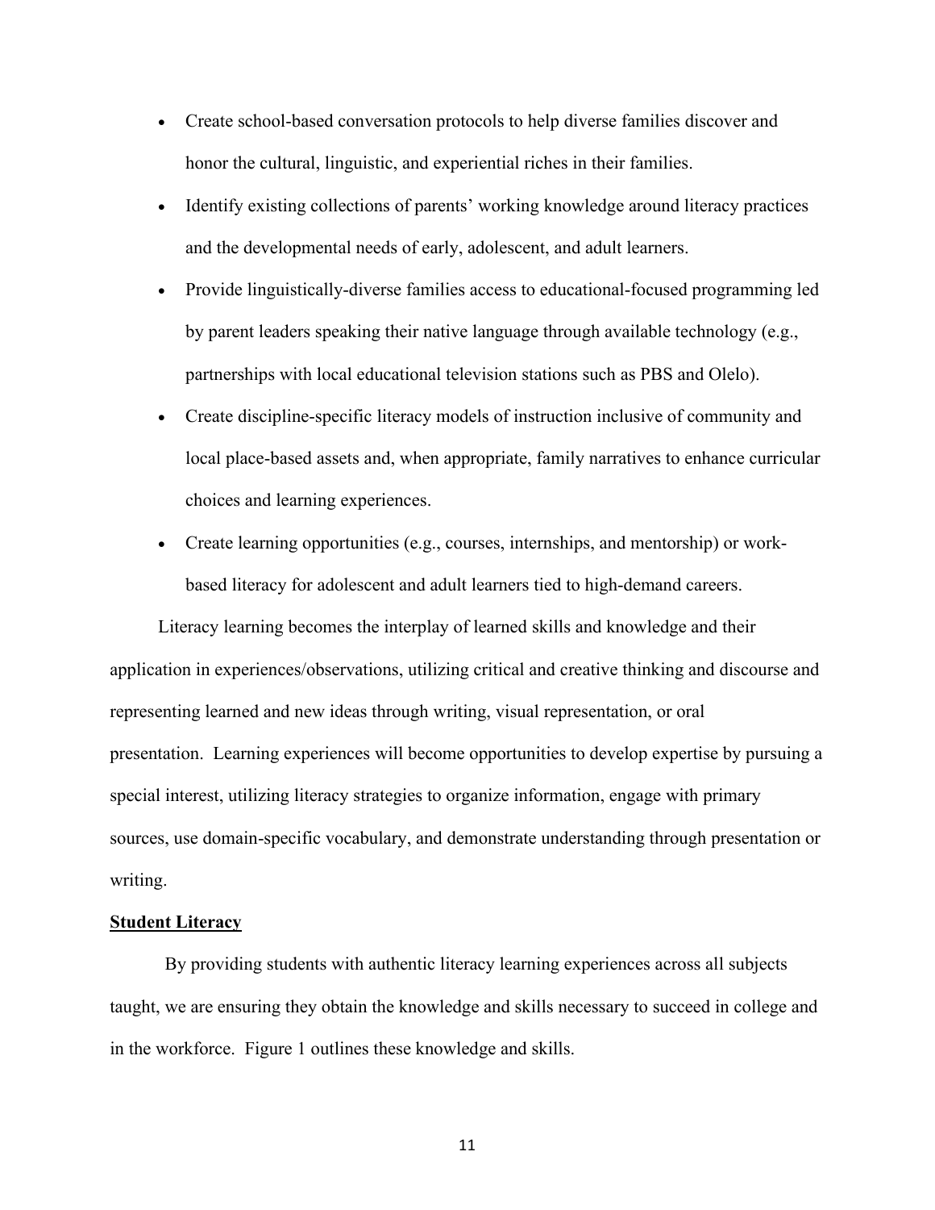- Create school-based conversation protocols to help diverse families discover and honor the cultural, linguistic, and experiential riches in their families.
- Identify existing collections of parents' working knowledge around literacy practices and the developmental needs of early, adolescent, and adult learners.
- Provide linguistically-diverse families access to educational-focused programming led by parent leaders speaking their native language through available technology (e.g., partnerships with local educational television stations such as PBS and Olelo).
- Create discipline-specific literacy models of instruction inclusive of community and local place-based assets and, when appropriate, family narratives to enhance curricular choices and learning experiences.
- Create learning opportunities (e.g., courses, internships, and mentorship) or work-based literacy for adolescent and adult learners tied to high-demand careers.

Literacy learning becomes the interplay of learned skills and knowledge and their application in experiences/observations, utilizing critical and creative thinking and discourse and representing learned and new ideas through writing, visual representation, or oral presentation. Learning experiences will become opportunities to develop expertise by pursuing a special interest, utilizing literacy strategies to organize information, engage with primary sources, use domain-specific vocabulary, and demonstrate understanding through presentation or writing.

**<u>Student Literacy</u>**

By providing students with authentic literacy learning experiences across all subjects taught, we are ensuring they obtain the knowledge and skills necessary to succeed in college and in the workforce. Figure 1 outlines these knowledge and skills.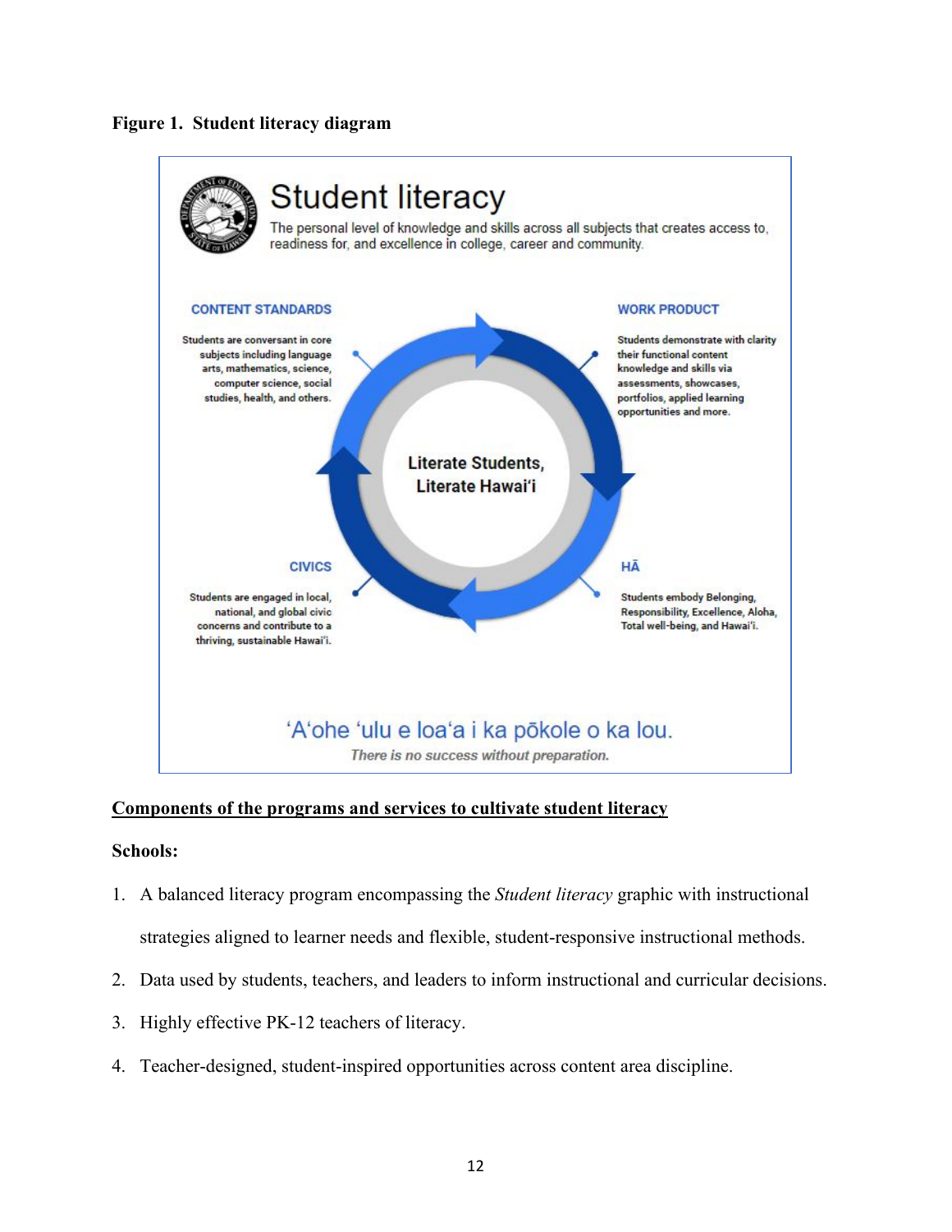**Figure 1. Student literacy diagram**

# Student literacy

The personal level of knowledge and skills across all subjects that creates access to, readiness for, and excellence in college, career and community.

**CONTENT STANDARDS**

Students are conversant in core subjects including language arts, mathematics, science, computer science, social studies, health, and others.

**WORK PRODUCT**

Students demonstrate with clarity their functional content knowledge and skills via assessments, showcases, portfolios, applied learning opportunities and more.

**Literate Students, Literate Hawai'i**

**CIVICS**

Students are engaged in local, national, and global civic concerns and contribute to a thriving, sustainable Hawai'i.

**HĀ**

Students embody Belonging, Responsibility, Excellence, Aloha, Total well-being, and Hawai'i.

'A'ohe 'ulu e loa'a i ka pōkole o ka lou.

*There is no success without preparation.*

**Components of the programs and services to cultivate student literacy**

**Schools:**

1. A balanced literacy program encompassing the *Student literacy* graphic with instructional strategies aligned to learner needs and flexible, student-responsive instructional methods.
2. Data used by students, teachers, and leaders to inform instructional and curricular decisions.
3. Highly effective PK-12 teachers of literacy.
4. Teacher-designed, student-inspired opportunities across content area discipline.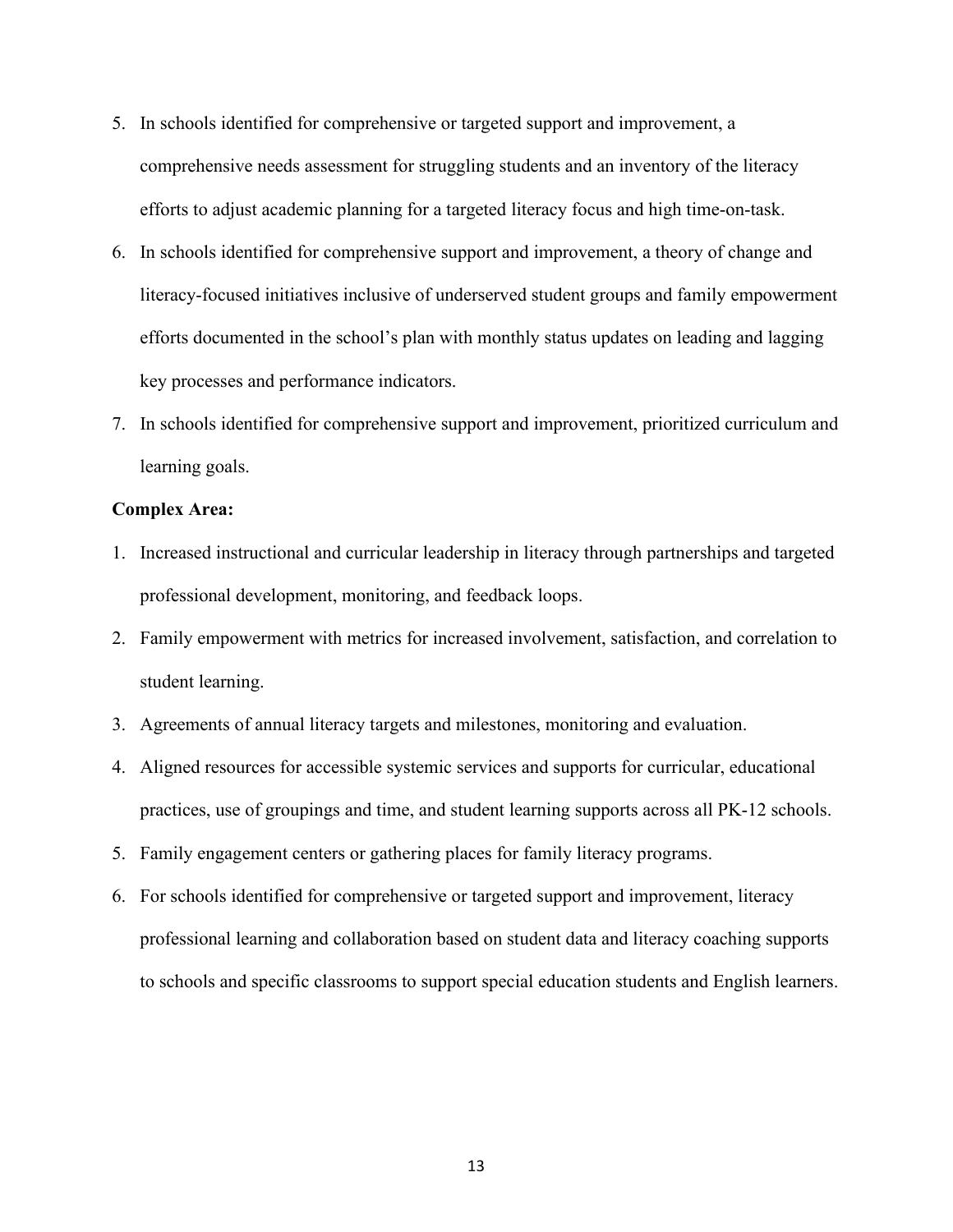5. In schools identified for comprehensive or targeted support and improvement, a comprehensive needs assessment for struggling students and an inventory of the literacy efforts to adjust academic planning for a targeted literacy focus and high time-on-task.
6. In schools identified for comprehensive support and improvement, a theory of change and literacy-focused initiatives inclusive of underserved student groups and family empowerment efforts documented in the school's plan with monthly status updates on leading and lagging key processes and performance indicators.
7. In schools identified for comprehensive support and improvement, prioritized curriculum and learning goals.

**Complex Area:**

1. Increased instructional and curricular leadership in literacy through partnerships and targeted professional development, monitoring, and feedback loops.
2. Family empowerment with metrics for increased involvement, satisfaction, and correlation to student learning.
3. Agreements of annual literacy targets and milestones, monitoring and evaluation.
4. Aligned resources for accessible systemic services and supports for curricular, educational practices, use of groupings and time, and student learning supports across all PK-12 schools.
5. Family engagement centers or gathering places for family literacy programs.
6. For schools identified for comprehensive or targeted support and improvement, literacy professional learning and collaboration based on student data and literacy coaching supports to schools and specific classrooms to support special education students and English learners.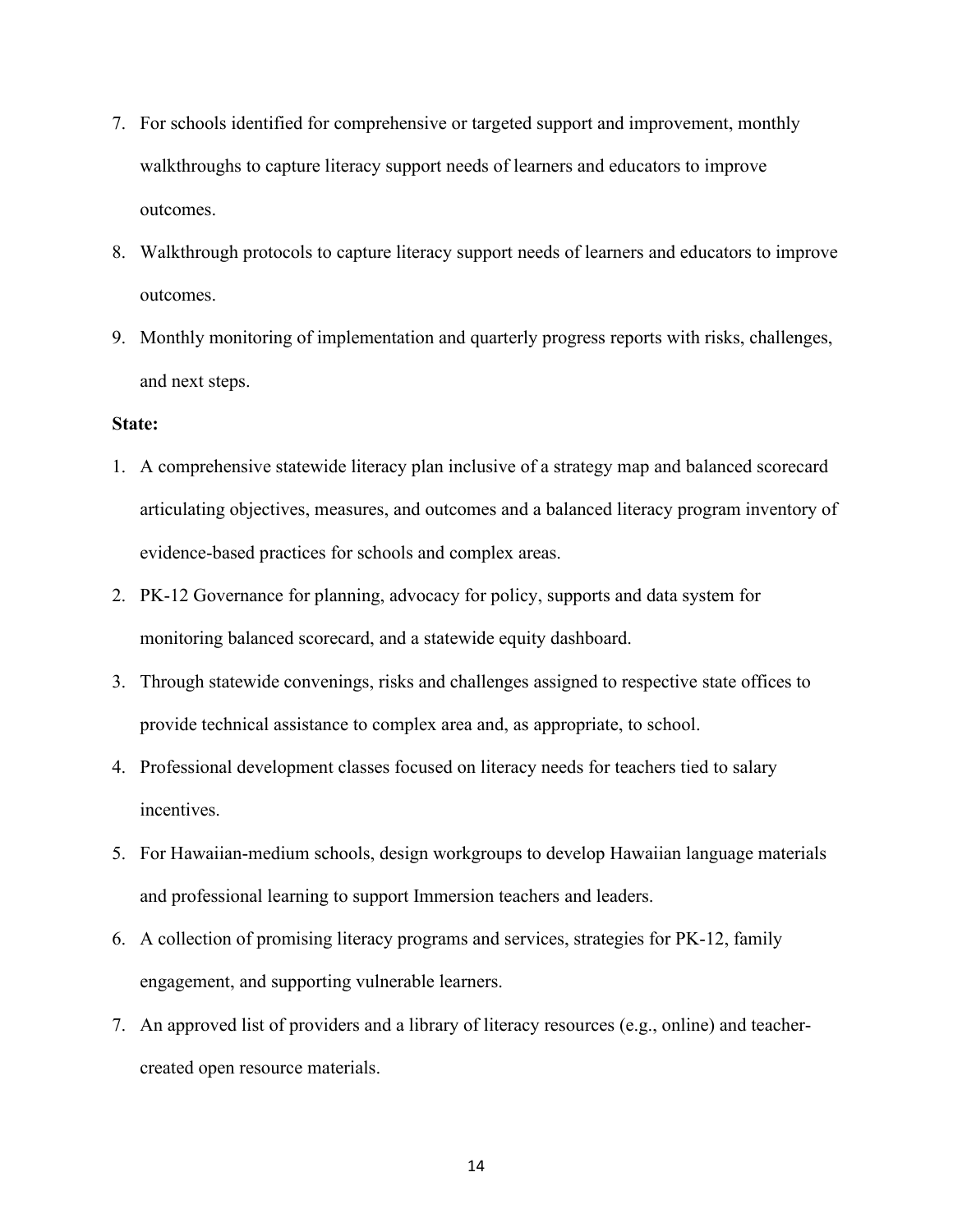7. For schools identified for comprehensive or targeted support and improvement, monthly walkthroughs to capture literacy support needs of learners and educators to improve outcomes.
8. Walkthrough protocols to capture literacy support needs of learners and educators to improve outcomes.
9. Monthly monitoring of implementation and quarterly progress reports with risks, challenges, and next steps.

**State:**

1. A comprehensive statewide literacy plan inclusive of a strategy map and balanced scorecard articulating objectives, measures, and outcomes and a balanced literacy program inventory of evidence-based practices for schools and complex areas.
2. PK-12 Governance for planning, advocacy for policy, supports and data system for monitoring balanced scorecard, and a statewide equity dashboard.
3. Through statewide convenings, risks and challenges assigned to respective state offices to provide technical assistance to complex area and, as appropriate, to school.
4. Professional development classes focused on literacy needs for teachers tied to salary incentives.
5. For Hawaiian-medium schools, design workgroups to develop Hawaiian language materials and professional learning to support Immersion teachers and leaders.
6. A collection of promising literacy programs and services, strategies for PK-12, family engagement, and supporting vulnerable learners.
7. An approved list of providers and a library of literacy resources (e.g., online) and teacher-created open resource materials.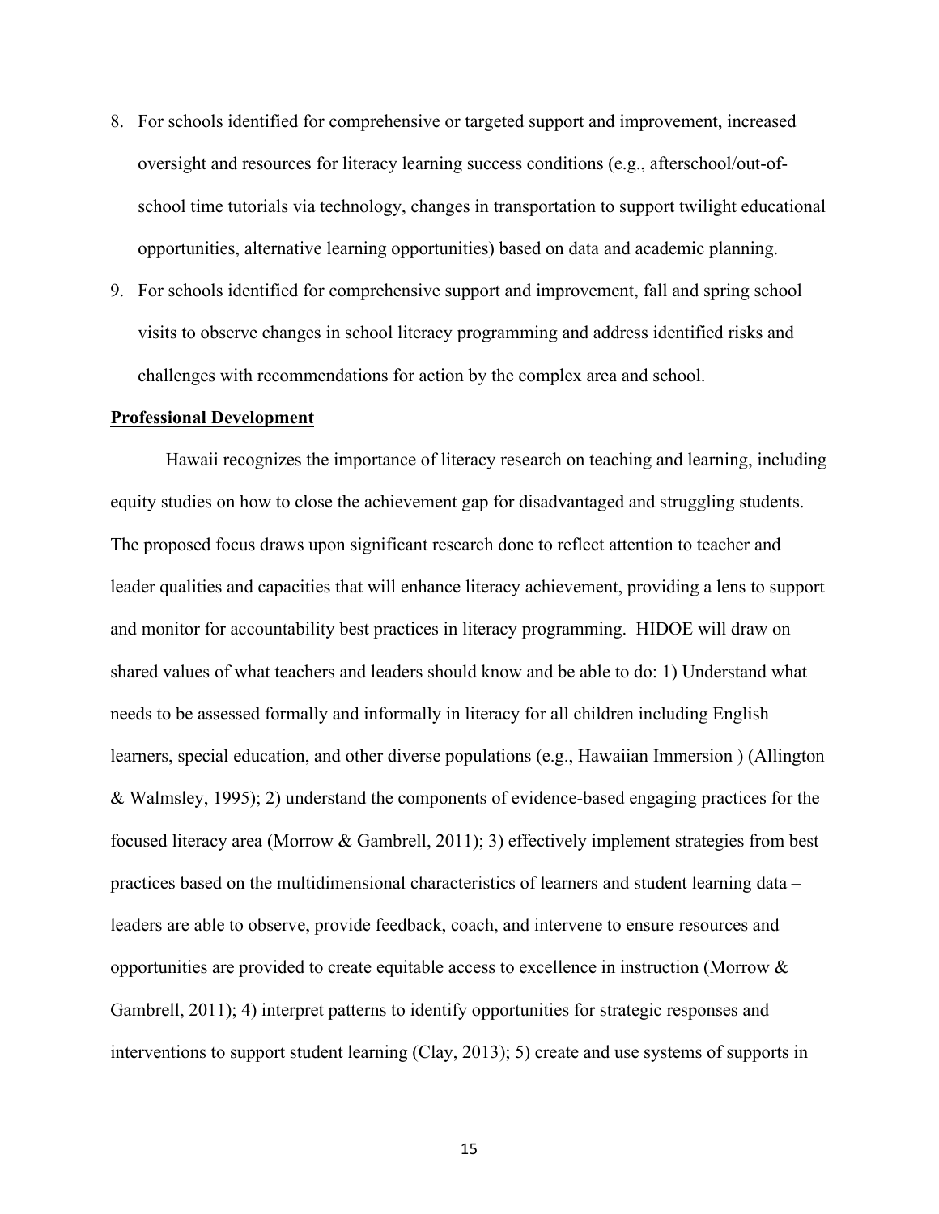8. For schools identified for comprehensive or targeted support and improvement, increased oversight and resources for literacy learning success conditions (e.g., afterschool/out-of-school time tutorials via technology, changes in transportation to support twilight educational opportunities, alternative learning opportunities) based on data and academic planning.
9. For schools identified for comprehensive support and improvement, fall and spring school visits to observe changes in school literacy programming and address identified risks and challenges with recommendations for action by the complex area and school.

**Professional Development**

Hawaii recognizes the importance of literacy research on teaching and learning, including equity studies on how to close the achievement gap for disadvantaged and struggling students. The proposed focus draws upon significant research done to reflect attention to teacher and leader qualities and capacities that will enhance literacy achievement, providing a lens to support and monitor for accountability best practices in literacy programming. HIDOE will draw on shared values of what teachers and leaders should know and be able to do: 1) Understand what needs to be assessed formally and informally in literacy for all children including English learners, special education, and other diverse populations (e.g., Hawaiian Immersion ) (Allington & Walmsley, 1995); 2) understand the components of evidence-based engaging practices for the focused literacy area (Morrow & Gambrell, 2011); 3) effectively implement strategies from best practices based on the multidimensional characteristics of learners and student learning data – leaders are able to observe, provide feedback, coach, and intervene to ensure resources and opportunities are provided to create equitable access to excellence in instruction (Morrow & Gambrell, 2011); 4) interpret patterns to identify opportunities for strategic responses and interventions to support student learning (Clay, 2013); 5) create and use systems of supports in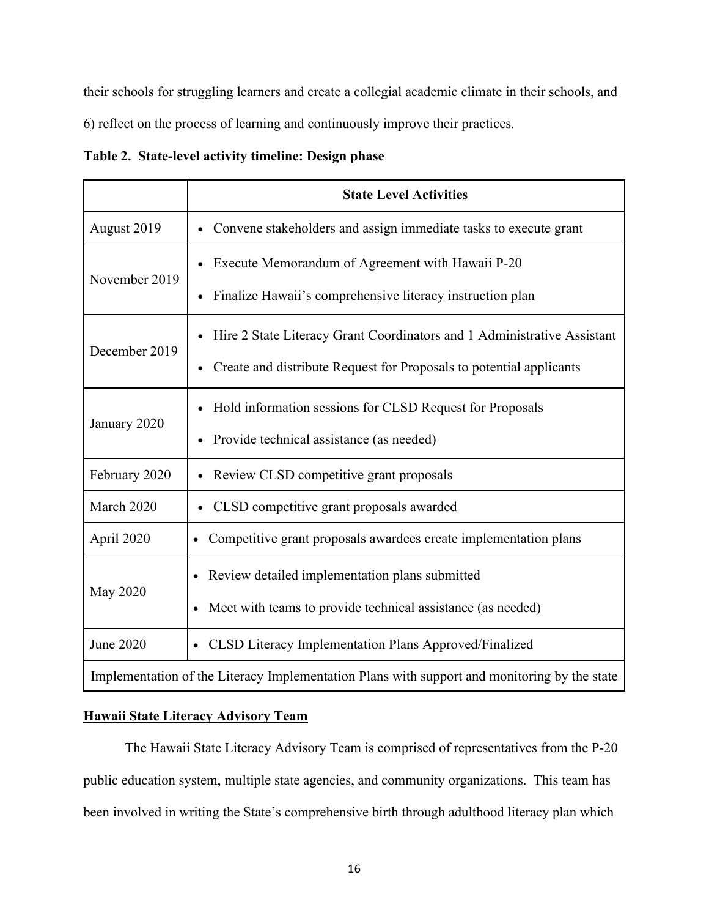their schools for struggling learners and create a collegial academic climate in their schools, and 6) reflect on the process of learning and continuously improve their practices.

**Table 2. State-level activity timeline: Design phase**

| | State Level Activities |
|---|---|
| August 2019 | • Convene stakeholders and assign immediate tasks to execute grant |
| November 2019 | • Execute Memorandum of Agreement with Hawaii P-20<br>• Finalize Hawaii's comprehensive literacy instruction plan |
| December 2019 | • Hire 2 State Literacy Grant Coordinators and 1 Administrative Assistant<br>• Create and distribute Request for Proposals to potential applicants |
| January 2020 | • Hold information sessions for CLSD Request for Proposals<br>• Provide technical assistance (as needed) |
| February 2020 | • Review CLSD competitive grant proposals |
| March 2020 | • CLSD competitive grant proposals awarded |
| April 2020 | • Competitive grant proposals awardees create implementation plans |
| May 2020 | • Review detailed implementation plans submitted<br>• Meet with teams to provide technical assistance (as needed) |
| June 2020 | • CLSD Literacy Implementation Plans Approved/Finalized |
| Implementation of the Literacy Implementation Plans with support and monitoring by the state | |

**Hawaii State Literacy Advisory Team**

The Hawaii State Literacy Advisory Team is comprised of representatives from the P-20 public education system, multiple state agencies, and community organizations. This team has been involved in writing the State's comprehensive birth through adulthood literacy plan which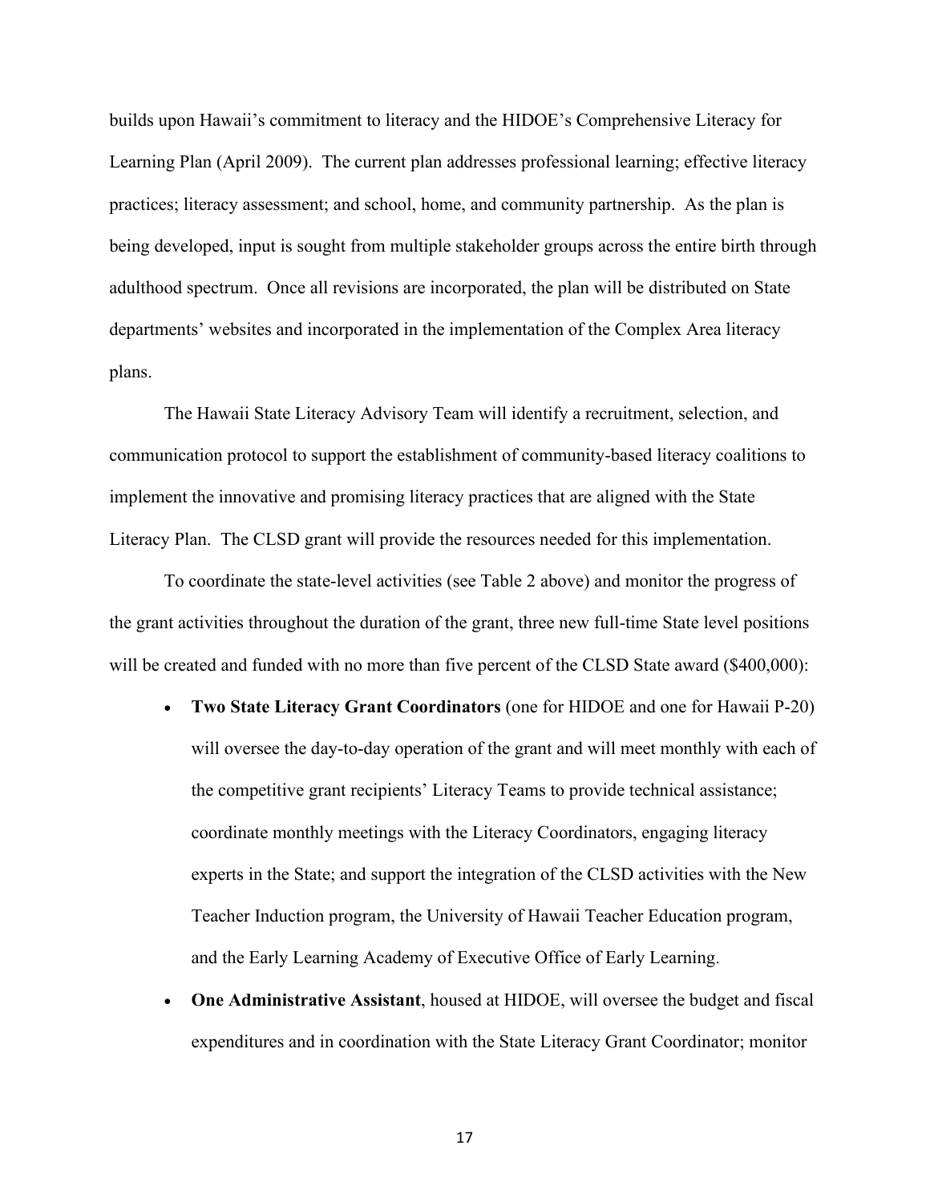builds upon Hawaii's commitment to literacy and the HIDOE's Comprehensive Literacy for Learning Plan (April 2009). The current plan addresses professional learning; effective literacy practices; literacy assessment; and school, home, and community partnership. As the plan is being developed, input is sought from multiple stakeholder groups across the entire birth through adulthood spectrum. Once all revisions are incorporated, the plan will be distributed on State departments' websites and incorporated in the implementation of the Complex Area literacy plans.

The Hawaii State Literacy Advisory Team will identify a recruitment, selection, and communication protocol to support the establishment of community-based literacy coalitions to implement the innovative and promising literacy practices that are aligned with the State Literacy Plan. The CLSD grant will provide the resources needed for this implementation.

To coordinate the state-level activities (see Table 2 above) and monitor the progress of the grant activities throughout the duration of the grant, three new full-time State level positions will be created and funded with no more than five percent of the CLSD State award ($400,000):

- **Two State Literacy Grant Coordinators** (one for HIDOE and one for Hawaii P-20) will oversee the day-to-day operation of the grant and will meet monthly with each of the competitive grant recipients' Literacy Teams to provide technical assistance; coordinate monthly meetings with the Literacy Coordinators, engaging literacy experts in the State; and support the integration of the CLSD activities with the New Teacher Induction program, the University of Hawaii Teacher Education program, and the Early Learning Academy of Executive Office of Early Learning.
- **One Administrative Assistant**, housed at HIDOE, will oversee the budget and fiscal expenditures and in coordination with the State Literacy Grant Coordinator; monitor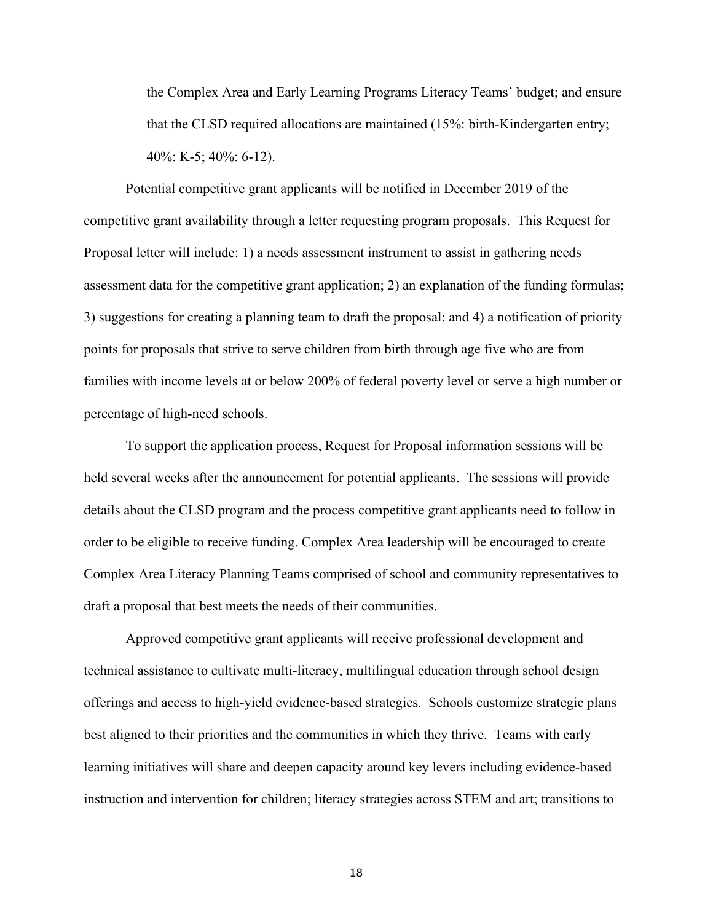the Complex Area and Early Learning Programs Literacy Teams' budget; and ensure that the CLSD required allocations are maintained (15%: birth-Kindergarten entry; 40%: K-5; 40%: 6-12).

Potential competitive grant applicants will be notified in December 2019 of the competitive grant availability through a letter requesting program proposals. This Request for Proposal letter will include: 1) a needs assessment instrument to assist in gathering needs assessment data for the competitive grant application; 2) an explanation of the funding formulas; 3) suggestions for creating a planning team to draft the proposal; and 4) a notification of priority points for proposals that strive to serve children from birth through age five who are from families with income levels at or below 200% of federal poverty level or serve a high number or percentage of high-need schools.

To support the application process, Request for Proposal information sessions will be held several weeks after the announcement for potential applicants. The sessions will provide details about the CLSD program and the process competitive grant applicants need to follow in order to be eligible to receive funding. Complex Area leadership will be encouraged to create Complex Area Literacy Planning Teams comprised of school and community representatives to draft a proposal that best meets the needs of their communities.

Approved competitive grant applicants will receive professional development and technical assistance to cultivate multi-literacy, multilingual education through school design offerings and access to high-yield evidence-based strategies. Schools customize strategic plans best aligned to their priorities and the communities in which they thrive. Teams with early learning initiatives will share and deepen capacity around key levers including evidence-based instruction and intervention for children; literacy strategies across STEM and art; transitions to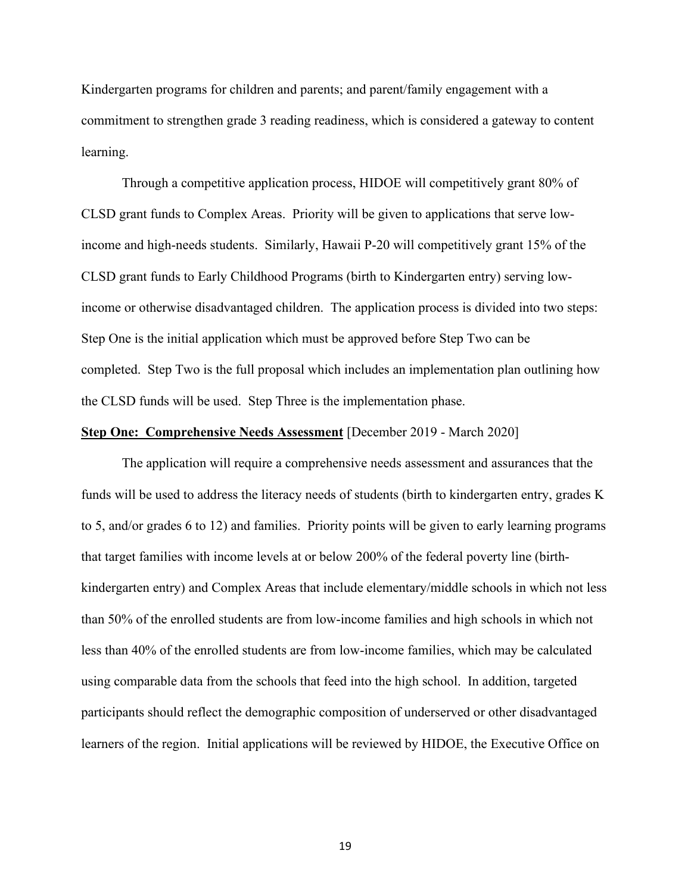Kindergarten programs for children and parents; and parent/family engagement with a commitment to strengthen grade 3 reading readiness, which is considered a gateway to content learning.

Through a competitive application process, HIDOE will competitively grant 80% of CLSD grant funds to Complex Areas. Priority will be given to applications that serve low-income and high-needs students. Similarly, Hawaii P-20 will competitively grant 15% of the CLSD grant funds to Early Childhood Programs (birth to Kindergarten entry) serving low-income or otherwise disadvantaged children. The application process is divided into two steps: Step One is the initial application which must be approved before Step Two can be completed. Step Two is the full proposal which includes an implementation plan outlining how the CLSD funds will be used. Step Three is the implementation phase.

**Step One: Comprehensive Needs Assessment** [December 2019 - March 2020]

The application will require a comprehensive needs assessment and assurances that the funds will be used to address the literacy needs of students (birth to kindergarten entry, grades K to 5, and/or grades 6 to 12) and families. Priority points will be given to early learning programs that target families with income levels at or below 200% of the federal poverty line (birth-kindergarten entry) and Complex Areas that include elementary/middle schools in which not less than 50% of the enrolled students are from low-income families and high schools in which not less than 40% of the enrolled students are from low-income families, which may be calculated using comparable data from the schools that feed into the high school. In addition, targeted participants should reflect the demographic composition of underserved or other disadvantaged learners of the region. Initial applications will be reviewed by HIDOE, the Executive Office on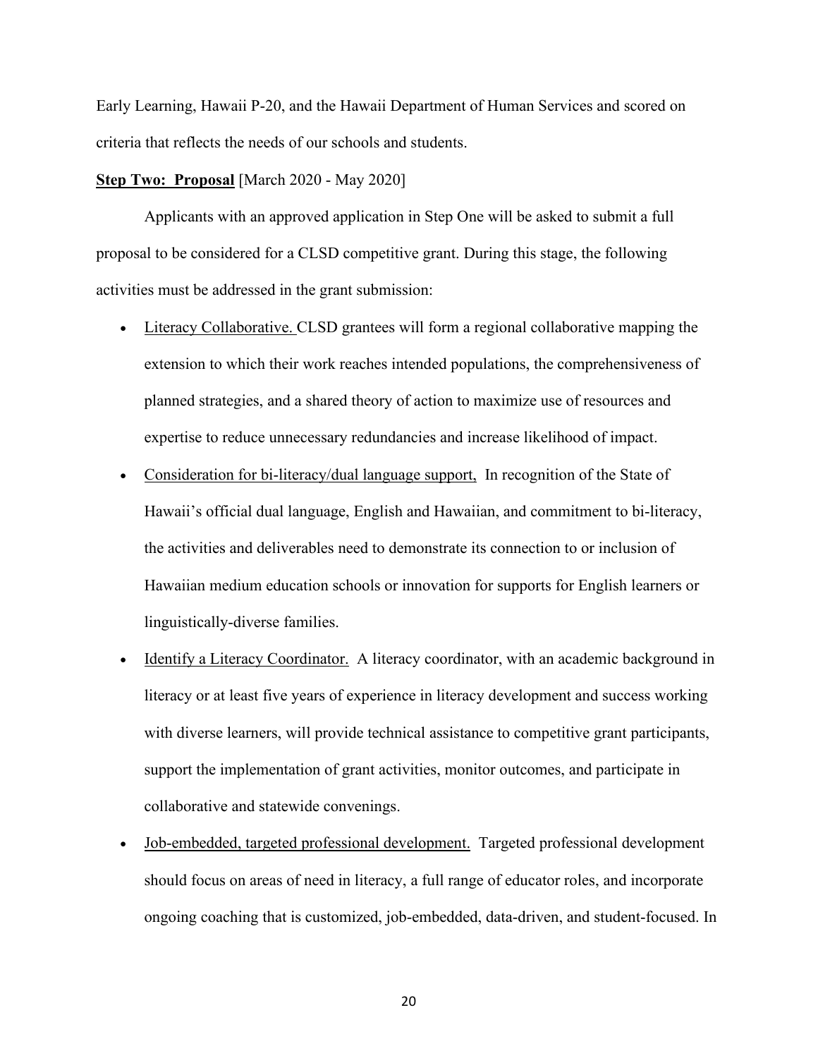Early Learning, Hawaii P-20, and the Hawaii Department of Human Services and scored on criteria that reflects the needs of our schools and students.

**Step Two: Proposal** [March 2020 - May 2020]

Applicants with an approved application in Step One will be asked to submit a full proposal to be considered for a CLSD competitive grant. During this stage, the following activities must be addressed in the grant submission:

- Literacy Collaborative. CLSD grantees will form a regional collaborative mapping the extension to which their work reaches intended populations, the comprehensiveness of planned strategies, and a shared theory of action to maximize use of resources and expertise to reduce unnecessary redundancies and increase likelihood of impact.
- Consideration for bi-literacy/dual language support, In recognition of the State of Hawaii's official dual language, English and Hawaiian, and commitment to bi-literacy, the activities and deliverables need to demonstrate its connection to or inclusion of Hawaiian medium education schools or innovation for supports for English learners or linguistically-diverse families.
- Identify a Literacy Coordinator. A literacy coordinator, with an academic background in literacy or at least five years of experience in literacy development and success working with diverse learners, will provide technical assistance to competitive grant participants, support the implementation of grant activities, monitor outcomes, and participate in collaborative and statewide convenings.
- Job-embedded, targeted professional development. Targeted professional development should focus on areas of need in literacy, a full range of educator roles, and incorporate ongoing coaching that is customized, job-embedded, data-driven, and student-focused. In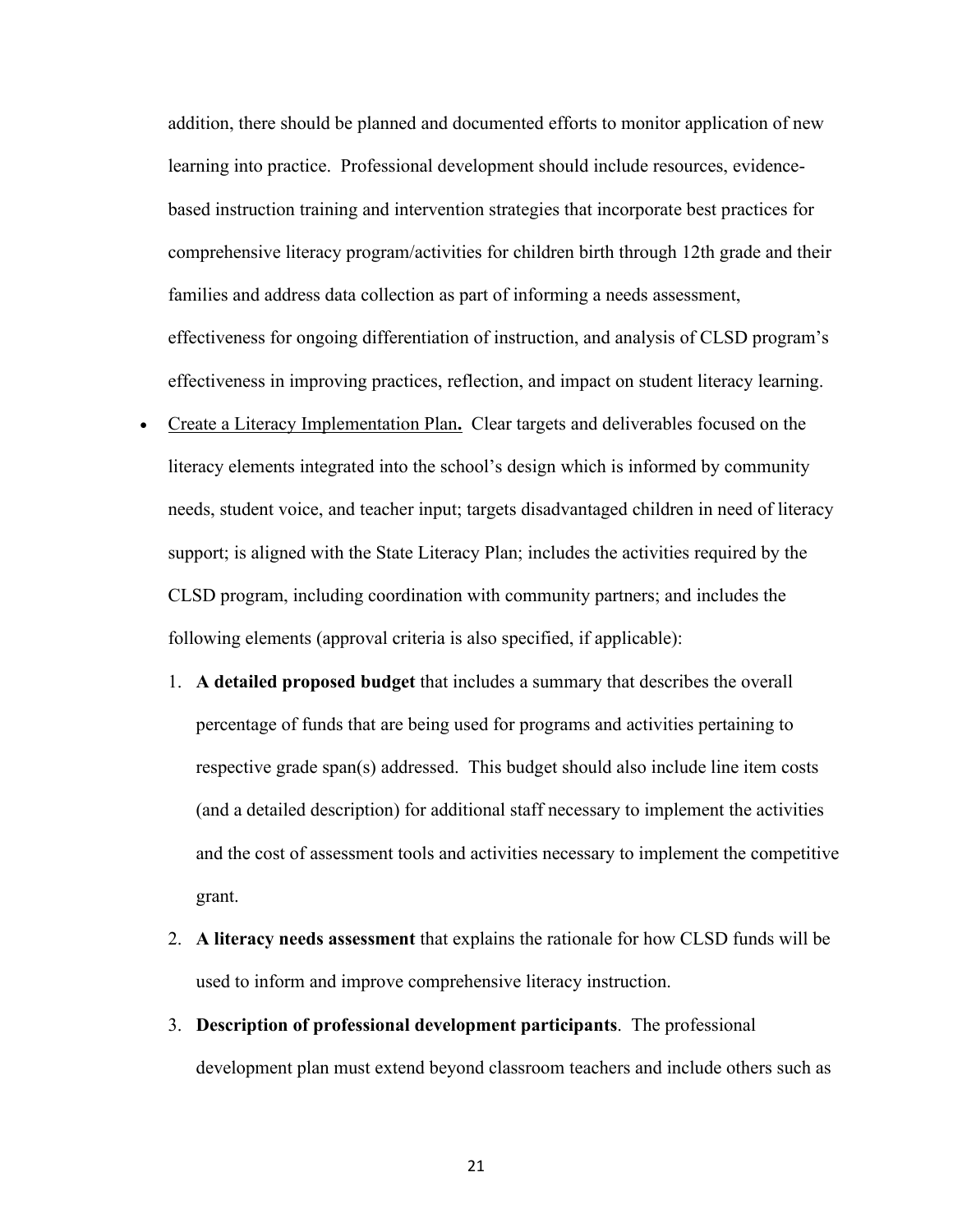addition, there should be planned and documented efforts to monitor application of new learning into practice. Professional development should include resources, evidence-based instruction training and intervention strategies that incorporate best practices for comprehensive literacy program/activities for children birth through 12th grade and their families and address data collection as part of informing a needs assessment, effectiveness for ongoing differentiation of instruction, and analysis of CLSD program's effectiveness in improving practices, reflection, and impact on student literacy learning.

- Create a Literacy Implementation Plan**.** Clear targets and deliverables focused on the literacy elements integrated into the school's design which is informed by community needs, student voice, and teacher input; targets disadvantaged children in need of literacy support; is aligned with the State Literacy Plan; includes the activities required by the CLSD program, including coordination with community partners; and includes the following elements (approval criteria is also specified, if applicable):
    1. **A detailed proposed budget** that includes a summary that describes the overall percentage of funds that are being used for programs and activities pertaining to respective grade span(s) addressed. This budget should also include line item costs (and a detailed description) for additional staff necessary to implement the activities and the cost of assessment tools and activities necessary to implement the competitive grant.
    2. **A literacy needs assessment** that explains the rationale for how CLSD funds will be used to inform and improve comprehensive literacy instruction.
    3. **Description of professional development participants**. The professional development plan must extend beyond classroom teachers and include others such as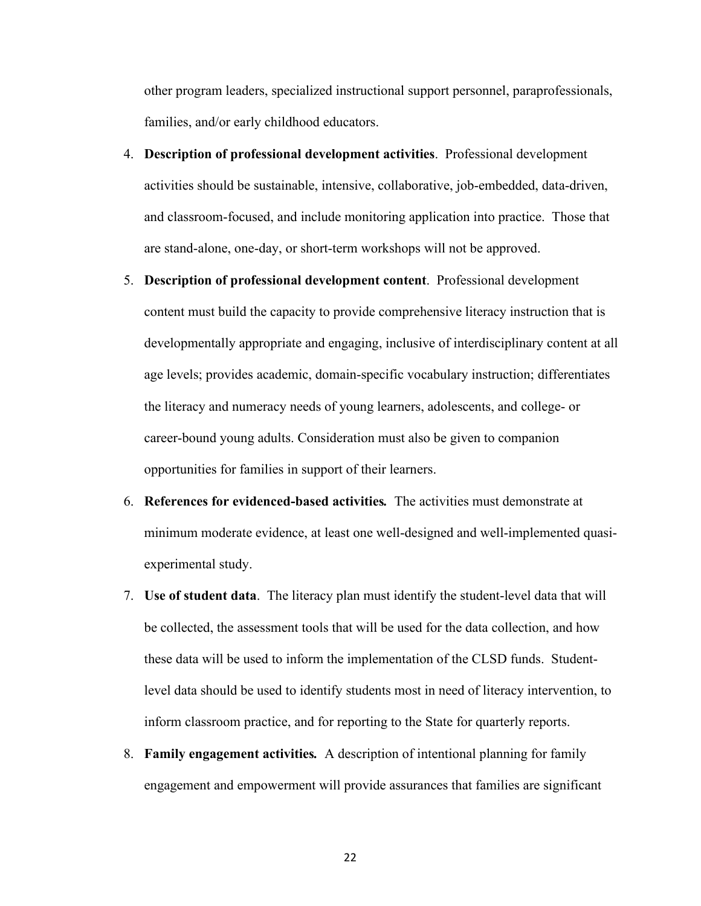other program leaders, specialized instructional support personnel, paraprofessionals, families, and/or early childhood educators.

4. **Description of professional development activities**. Professional development activities should be sustainable, intensive, collaborative, job-embedded, data-driven, and classroom-focused, and include monitoring application into practice. Those that are stand-alone, one-day, or short-term workshops will not be approved.
5. **Description of professional development content**. Professional development content must build the capacity to provide comprehensive literacy instruction that is developmentally appropriate and engaging, inclusive of interdisciplinary content at all age levels; provides academic, domain-specific vocabulary instruction; differentiates the literacy and numeracy needs of young learners, adolescents, and college- or career-bound young adults. Consideration must also be given to companion opportunities for families in support of their learners.
6. ***References for evidenced-based activities.*** The activities must demonstrate at minimum moderate evidence, at least one well-designed and well-implemented quasi-experimental study.
7. **Use of student data**. The literacy plan must identify the student-level data that will be collected, the assessment tools that will be used for the data collection, and how these data will be used to inform the implementation of the CLSD funds. Student-level data should be used to identify students most in need of literacy intervention, to inform classroom practice, and for reporting to the State for quarterly reports.
8. ***Family engagement activities.*** A description of intentional planning for family engagement and empowerment will provide assurances that families are significant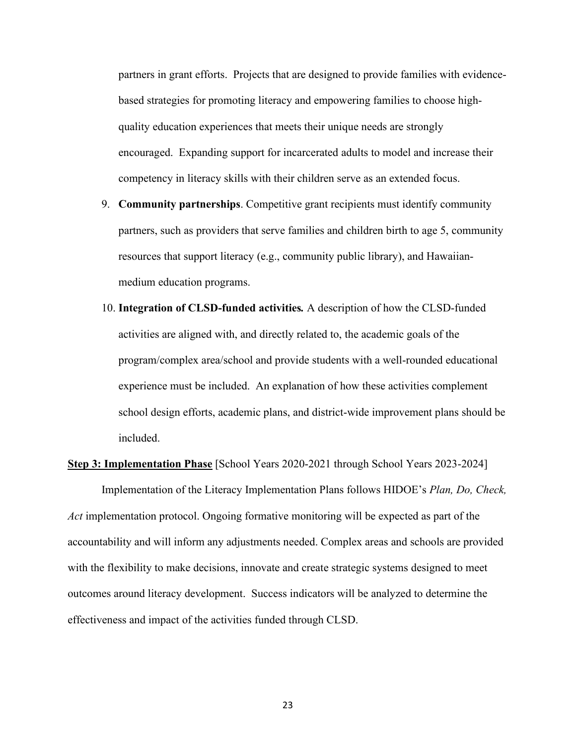partners in grant efforts. Projects that are designed to provide families with evidence-based strategies for promoting literacy and empowering families to choose high-quality education experiences that meets their unique needs are strongly encouraged. Expanding support for incarcerated adults to model and increase their competency in literacy skills with their children serve as an extended focus.

9. **Community partnerships**. Competitive grant recipients must identify community partners, such as providers that serve families and children birth to age 5, community resources that support literacy (e.g., community public library), and Hawaiian-medium education programs.
10. **Integration of CLSD-funded activities.** A description of how the CLSD-funded activities are aligned with, and directly related to, the academic goals of the program/complex area/school and provide students with a well-rounded educational experience must be included. An explanation of how these activities complement school design efforts, academic plans, and district-wide improvement plans should be included.

**Step 3: Implementation Phase** [School Years 2020-2021 through School Years 2023-2024]

Implementation of the Literacy Implementation Plans follows HIDOE's *Plan, Do, Check, Act* implementation protocol. Ongoing formative monitoring will be expected as part of the accountability and will inform any adjustments needed. Complex areas and schools are provided with the flexibility to make decisions, innovate and create strategic systems designed to meet outcomes around literacy development. Success indicators will be analyzed to determine the effectiveness and impact of the activities funded through CLSD.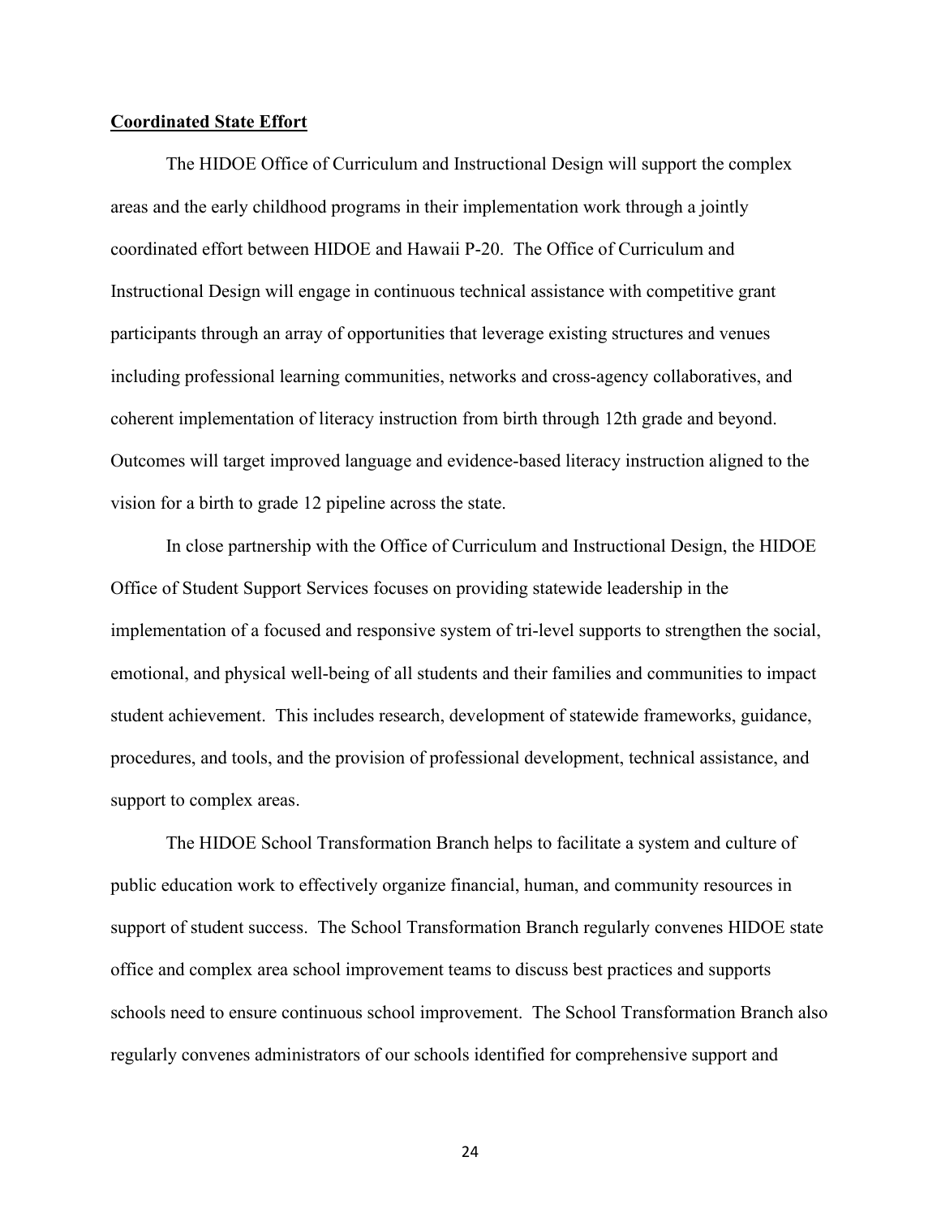**Coordinated State Effort**

The HIDOE Office of Curriculum and Instructional Design will support the complex areas and the early childhood programs in their implementation work through a jointly coordinated effort between HIDOE and Hawaii P-20. The Office of Curriculum and Instructional Design will engage in continuous technical assistance with competitive grant participants through an array of opportunities that leverage existing structures and venues including professional learning communities, networks and cross-agency collaboratives, and coherent implementation of literacy instruction from birth through 12th grade and beyond. Outcomes will target improved language and evidence-based literacy instruction aligned to the vision for a birth to grade 12 pipeline across the state.

In close partnership with the Office of Curriculum and Instructional Design, the HIDOE Office of Student Support Services focuses on providing statewide leadership in the implementation of a focused and responsive system of tri-level supports to strengthen the social, emotional, and physical well-being of all students and their families and communities to impact student achievement. This includes research, development of statewide frameworks, guidance, procedures, and tools, and the provision of professional development, technical assistance, and support to complex areas.

The HIDOE School Transformation Branch helps to facilitate a system and culture of public education work to effectively organize financial, human, and community resources in support of student success. The School Transformation Branch regularly convenes HIDOE state office and complex area school improvement teams to discuss best practices and supports schools need to ensure continuous school improvement. The School Transformation Branch also regularly convenes administrators of our schools identified for comprehensive support and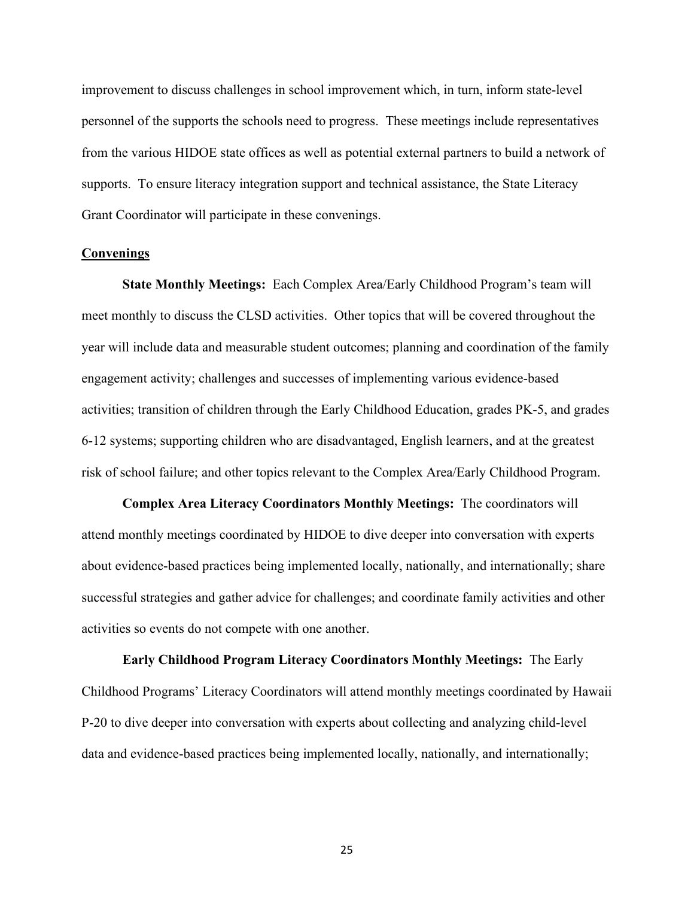improvement to discuss challenges in school improvement which, in turn, inform state-level personnel of the supports the schools need to progress. These meetings include representatives from the various HIDOE state offices as well as potential external partners to build a network of supports. To ensure literacy integration support and technical assistance, the State Literacy Grant Coordinator will participate in these convenings.

__Convenings__

**State Monthly Meetings:** Each Complex Area/Early Childhood Program's team will meet monthly to discuss the CLSD activities. Other topics that will be covered throughout the year will include data and measurable student outcomes; planning and coordination of the family engagement activity; challenges and successes of implementing various evidence-based activities; transition of children through the Early Childhood Education, grades PK-5, and grades 6-12 systems; supporting children who are disadvantaged, English learners, and at the greatest risk of school failure; and other topics relevant to the Complex Area/Early Childhood Program.

**Complex Area Literacy Coordinators Monthly Meetings:** The coordinators will attend monthly meetings coordinated by HIDOE to dive deeper into conversation with experts about evidence-based practices being implemented locally, nationally, and internationally; share successful strategies and gather advice for challenges; and coordinate family activities and other activities so events do not compete with one another.

**Early Childhood Program Literacy Coordinators Monthly Meetings:** The Early Childhood Programs' Literacy Coordinators will attend monthly meetings coordinated by Hawaii P-20 to dive deeper into conversation with experts about collecting and analyzing child-level data and evidence-based practices being implemented locally, nationally, and internationally;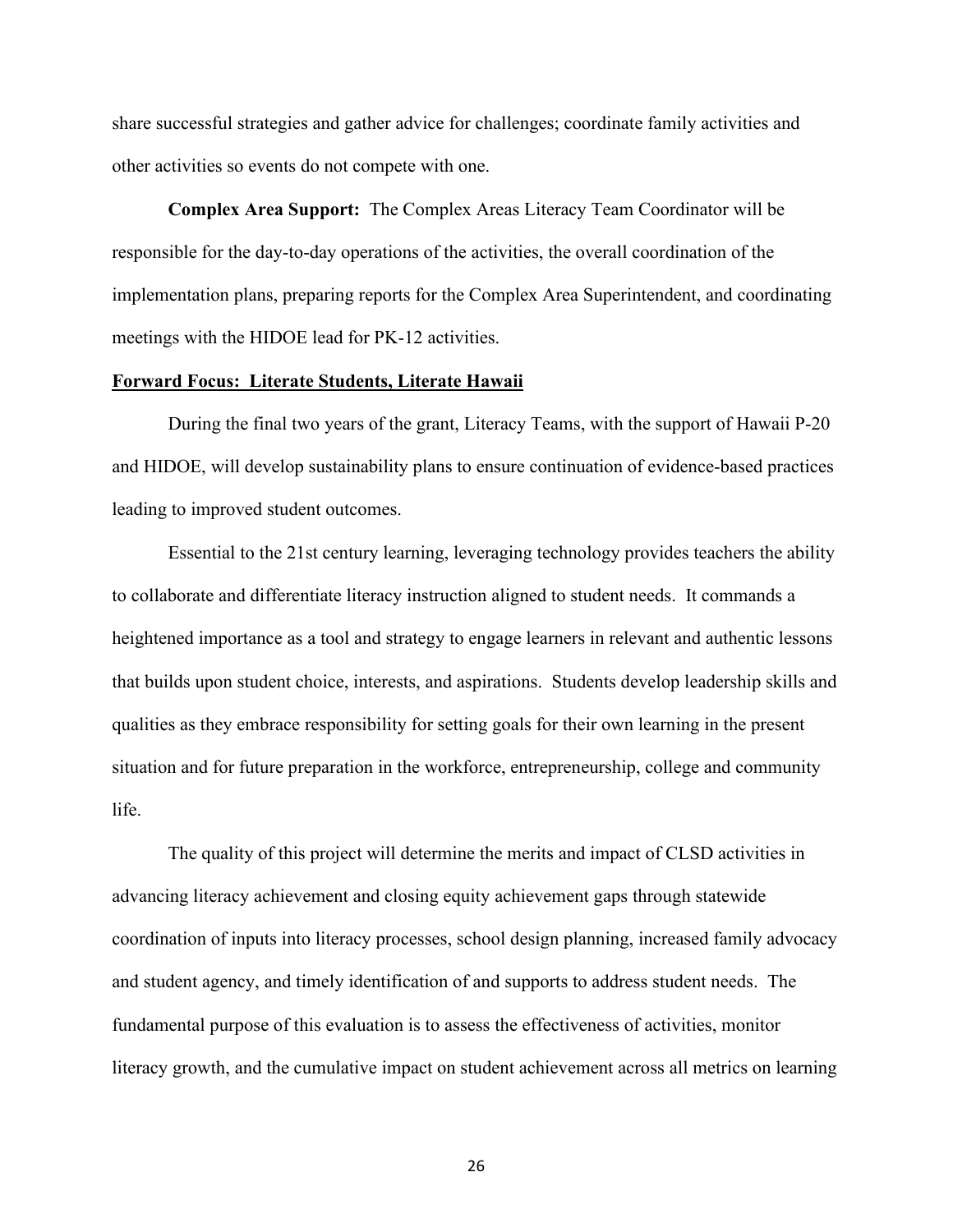share successful strategies and gather advice for challenges; coordinate family activities and other activities so events do not compete with one.

**Complex Area Support:** The Complex Areas Literacy Team Coordinator will be responsible for the day-to-day operations of the activities, the overall coordination of the implementation plans, preparing reports for the Complex Area Superintendent, and coordinating meetings with the HIDOE lead for PK-12 activities.

**Forward Focus: Literate Students, Literate Hawaii**

During the final two years of the grant, Literacy Teams, with the support of Hawaii P-20 and HIDOE, will develop sustainability plans to ensure continuation of evidence-based practices leading to improved student outcomes.

Essential to the 21st century learning, leveraging technology provides teachers the ability to collaborate and differentiate literacy instruction aligned to student needs. It commands a heightened importance as a tool and strategy to engage learners in relevant and authentic lessons that builds upon student choice, interests, and aspirations. Students develop leadership skills and qualities as they embrace responsibility for setting goals for their own learning in the present situation and for future preparation in the workforce, entrepreneurship, college and community life.

The quality of this project will determine the merits and impact of CLSD activities in advancing literacy achievement and closing equity achievement gaps through statewide coordination of inputs into literacy processes, school design planning, increased family advocacy and student agency, and timely identification of and supports to address student needs. The fundamental purpose of this evaluation is to assess the effectiveness of activities, monitor literacy growth, and the cumulative impact on student achievement across all metrics on learning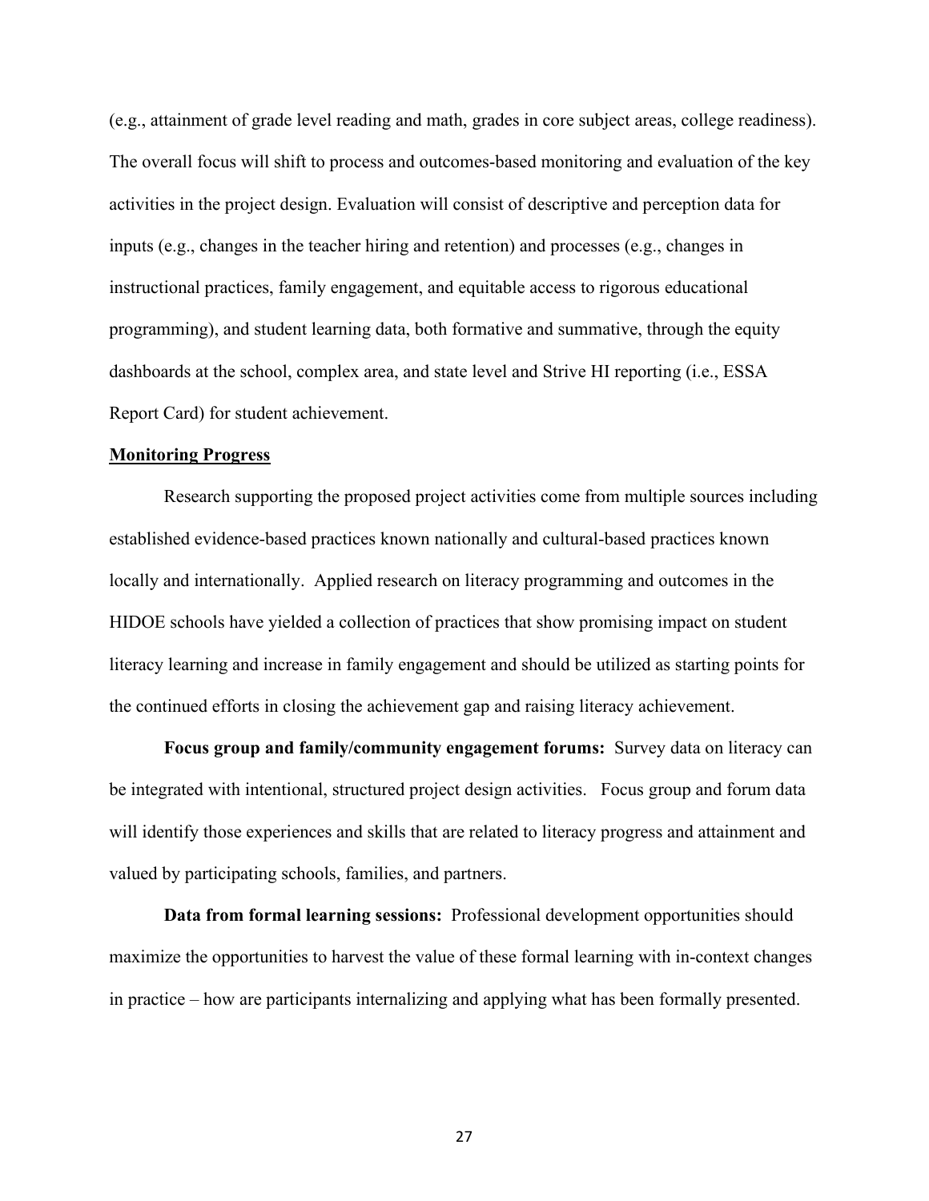(e.g., attainment of grade level reading and math, grades in core subject areas, college readiness). The overall focus will shift to process and outcomes-based monitoring and evaluation of the key activities in the project design. Evaluation will consist of descriptive and perception data for inputs (e.g., changes in the teacher hiring and retention) and processes (e.g., changes in instructional practices, family engagement, and equitable access to rigorous educational programming), and student learning data, both formative and summative, through the equity dashboards at the school, complex area, and state level and Strive HI reporting (i.e., ESSA Report Card) for student achievement.

**Monitoring Progress**

Research supporting the proposed project activities come from multiple sources including established evidence-based practices known nationally and cultural-based practices known locally and internationally. Applied research on literacy programming and outcomes in the HIDOE schools have yielded a collection of practices that show promising impact on student literacy learning and increase in family engagement and should be utilized as starting points for the continued efforts in closing the achievement gap and raising literacy achievement.

**Focus group and family/community engagement forums:** Survey data on literacy can be integrated with intentional, structured project design activities. Focus group and forum data will identify those experiences and skills that are related to literacy progress and attainment and valued by participating schools, families, and partners.

**Data from formal learning sessions:** Professional development opportunities should maximize the opportunities to harvest the value of these formal learning with in-context changes in practice – how are participants internalizing and applying what has been formally presented.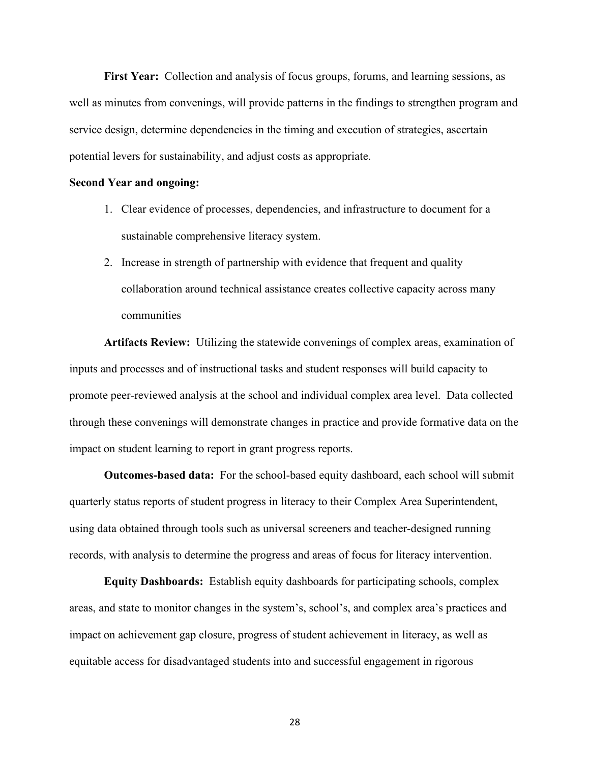**First Year:** Collection and analysis of focus groups, forums, and learning sessions, as well as minutes from convenings, will provide patterns in the findings to strengthen program and service design, determine dependencies in the timing and execution of strategies, ascertain potential levers for sustainability, and adjust costs as appropriate.

**Second Year and ongoing:**

1. Clear evidence of processes, dependencies, and infrastructure to document for a sustainable comprehensive literacy system.
2. Increase in strength of partnership with evidence that frequent and quality collaboration around technical assistance creates collective capacity across many communities

**Artifacts Review:** Utilizing the statewide convenings of complex areas, examination of inputs and processes and of instructional tasks and student responses will build capacity to promote peer-reviewed analysis at the school and individual complex area level. Data collected through these convenings will demonstrate changes in practice and provide formative data on the impact on student learning to report in grant progress reports.

**Outcomes-based data:** For the school-based equity dashboard, each school will submit quarterly status reports of student progress in literacy to their Complex Area Superintendent, using data obtained through tools such as universal screeners and teacher-designed running records, with analysis to determine the progress and areas of focus for literacy intervention.

**Equity Dashboards:** Establish equity dashboards for participating schools, complex areas, and state to monitor changes in the system's, school's, and complex area's practices and impact on achievement gap closure, progress of student achievement in literacy, as well as equitable access for disadvantaged students into and successful engagement in rigorous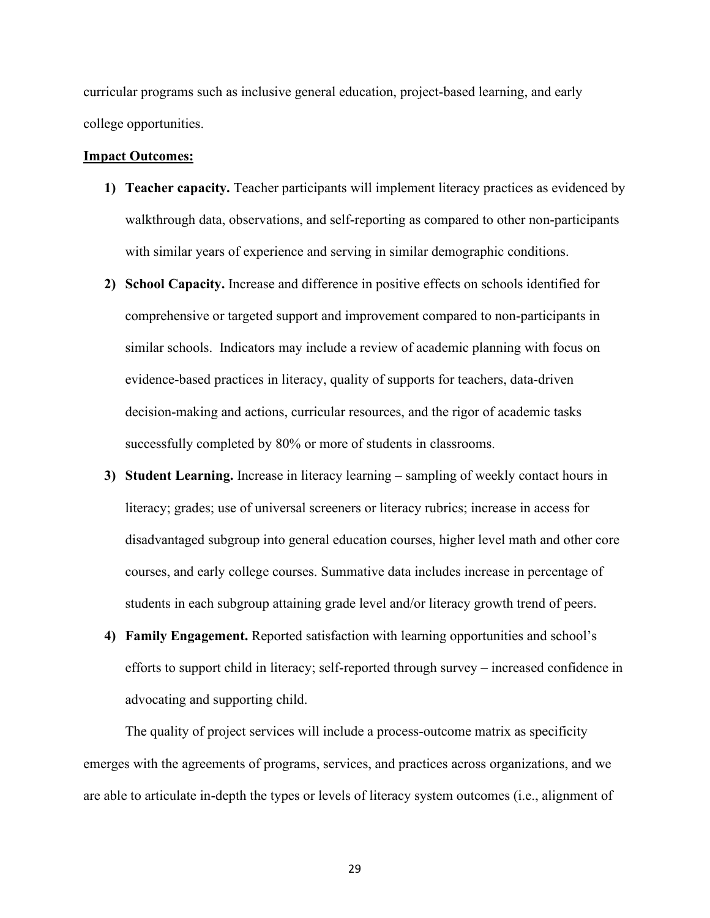curricular programs such as inclusive general education, project-based learning, and early college opportunities.

**Impact Outcomes:**

1) **Teacher capacity.** Teacher participants will implement literacy practices as evidenced by walkthrough data, observations, and self-reporting as compared to other non-participants with similar years of experience and serving in similar demographic conditions.
2) **School Capacity.** Increase and difference in positive effects on schools identified for comprehensive or targeted support and improvement compared to non-participants in similar schools. Indicators may include a review of academic planning with focus on evidence-based practices in literacy, quality of supports for teachers, data-driven decision-making and actions, curricular resources, and the rigor of academic tasks successfully completed by 80% or more of students in classrooms.
3) **Student Learning.** Increase in literacy learning – sampling of weekly contact hours in literacy; grades; use of universal screeners or literacy rubrics; increase in access for disadvantaged subgroup into general education courses, higher level math and other core courses, and early college courses. Summative data includes increase in percentage of students in each subgroup attaining grade level and/or literacy growth trend of peers.
4) **Family Engagement.** Reported satisfaction with learning opportunities and school's efforts to support child in literacy; self-reported through survey – increased confidence in advocating and supporting child.

The quality of project services will include a process-outcome matrix as specificity emerges with the agreements of programs, services, and practices across organizations, and we are able to articulate in-depth the types or levels of literacy system outcomes (i.e., alignment of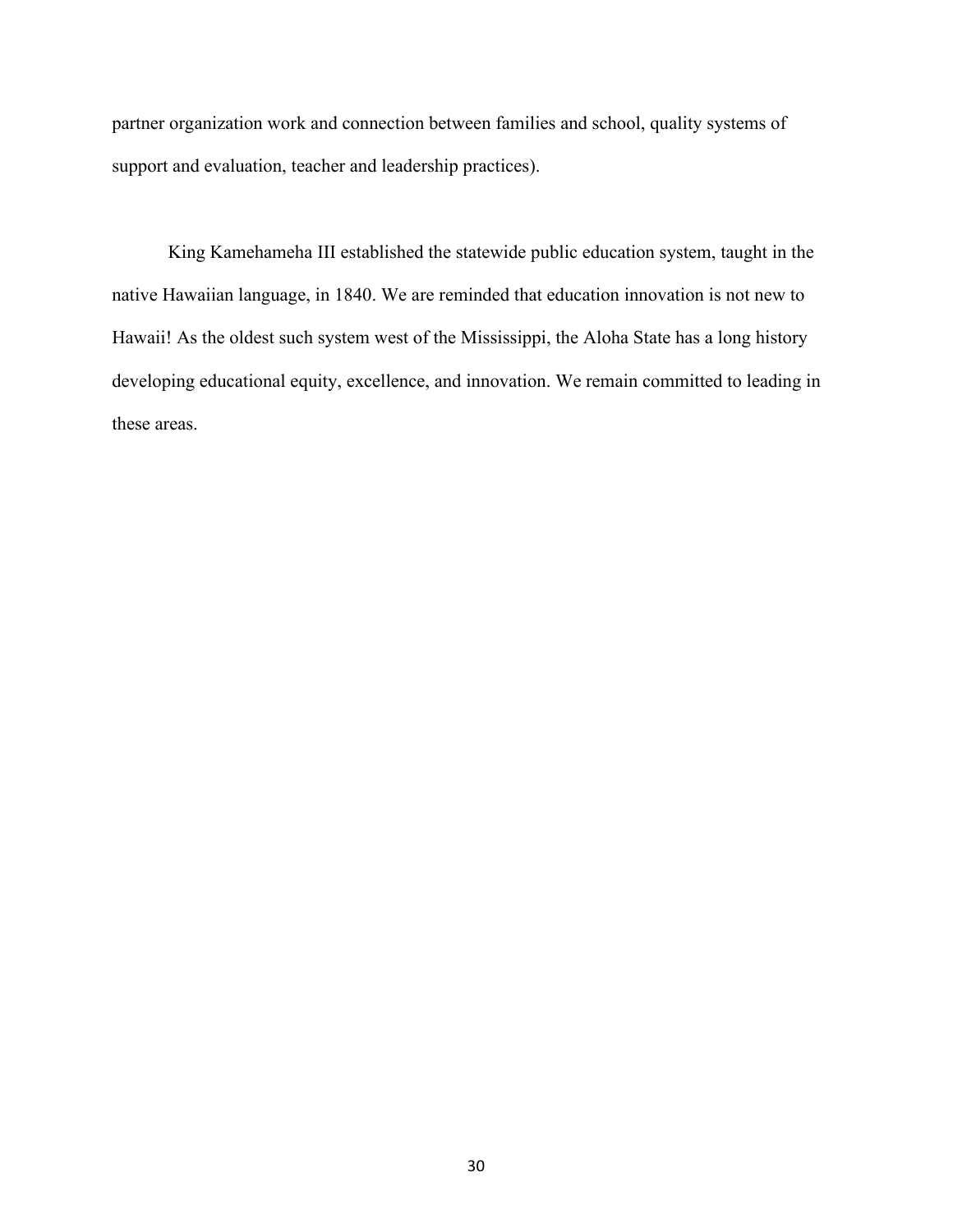partner organization work and connection between families and school, quality systems of support and evaluation, teacher and leadership practices).

King Kamehameha III established the statewide public education system, taught in the native Hawaiian language, in 1840. We are reminded that education innovation is not new to Hawaii! As the oldest such system west of the Mississippi, the Aloha State has a long history developing educational equity, excellence, and innovation. We remain committed to leading in these areas.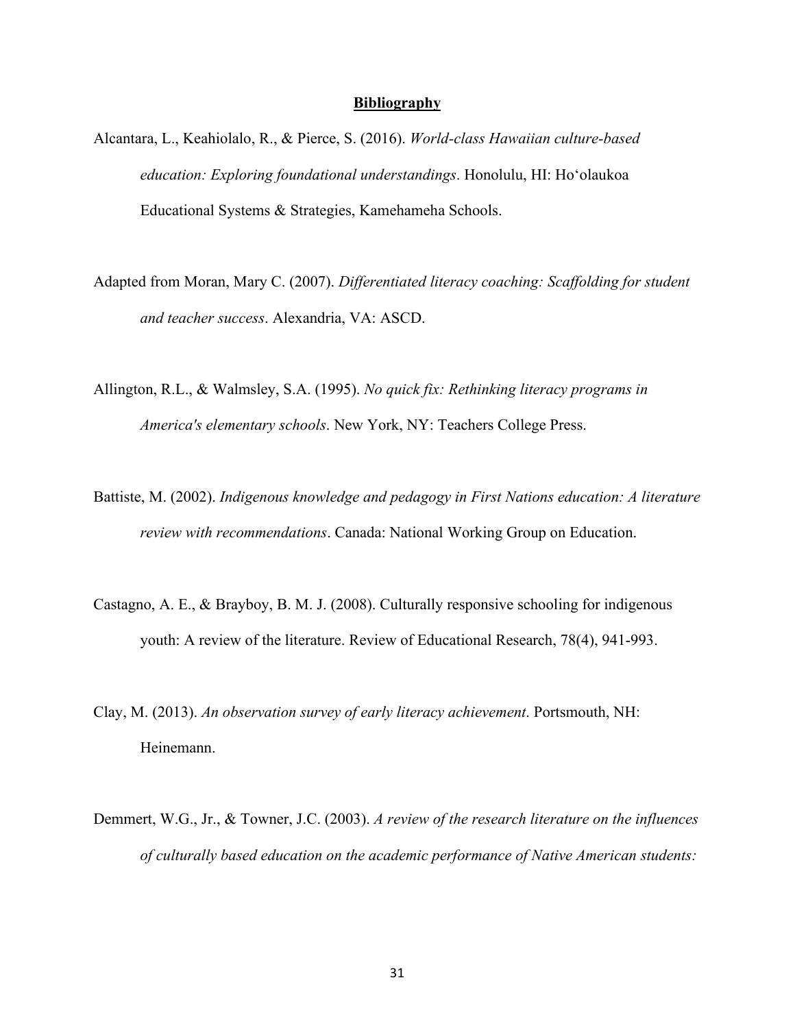## **Bibliography**

Alcantara, L., Keahiolalo, R., & Pierce, S. (2016). *World-class Hawaiian culture-based education: Exploring foundational understandings*. Honolulu, HI: Hoʻolaukoa Educational Systems & Strategies, Kamehameha Schools.

Adapted from Moran, Mary C. (2007). *Differentiated literacy coaching: Scaffolding for student and teacher success*. Alexandria, VA: ASCD.

Allington, R.L., & Walmsley, S.A. (1995). *No quick fix: Rethinking literacy programs in America's elementary schools*. New York, NY: Teachers College Press.

Battiste, M. (2002). *Indigenous knowledge and pedagogy in First Nations education: A literature review with recommendations*. Canada: National Working Group on Education.

Castagno, A. E., & Brayboy, B. M. J. (2008). Culturally responsive schooling for indigenous youth: A review of the literature. Review of Educational Research, 78(4), 941-993.

Clay, M. (2013). *An observation survey of early literacy achievement*. Portsmouth, NH: Heinemann.

Demmert, W.G., Jr., & Towner, J.C. (2003). *A review of the research literature on the influences of culturally based education on the academic performance of Native American students:*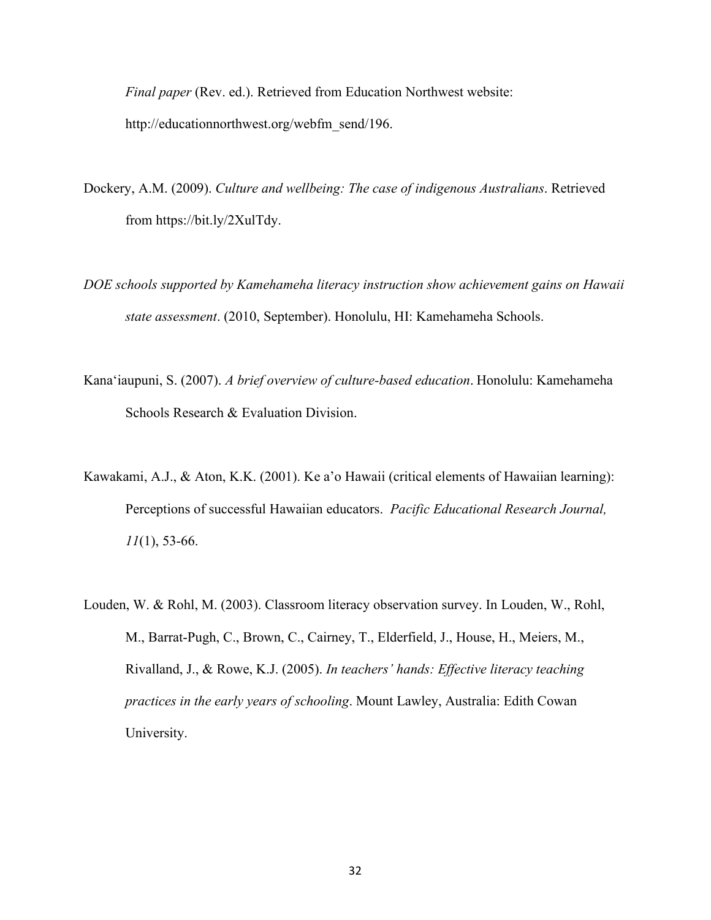*Final paper* (Rev. ed.). Retrieved from Education Northwest website: http://educationnorthwest.org/webfm_send/196.

Dockery, A.M. (2009). *Culture and wellbeing: The case of indigenous Australians*. Retrieved from https://bit.ly/2XulTdy.

*DOE schools supported by Kamehameha literacy instruction show achievement gains on Hawaii state assessment*. (2010, September). Honolulu, HI: Kamehameha Schools.

Kanaʻiaupuni, S. (2007). *A brief overview of culture-based education*. Honolulu: Kamehameha Schools Research & Evaluation Division.

Kawakami, A.J., & Aton, K.K. (2001). Ke a'o Hawaii (critical elements of Hawaiian learning): Perceptions of successful Hawaiian educators. *Pacific Educational Research Journal, 11*(1), 53-66.

Louden, W. & Rohl, M. (2003). Classroom literacy observation survey. In Louden, W., Rohl, M., Barrat-Pugh, C., Brown, C., Cairney, T., Elderfield, J., House, H., Meiers, M., Rivalland, J., & Rowe, K.J. (2005). *In teachers' hands: Effective literacy teaching practices in the early years of schooling*. Mount Lawley, Australia: Edith Cowan University.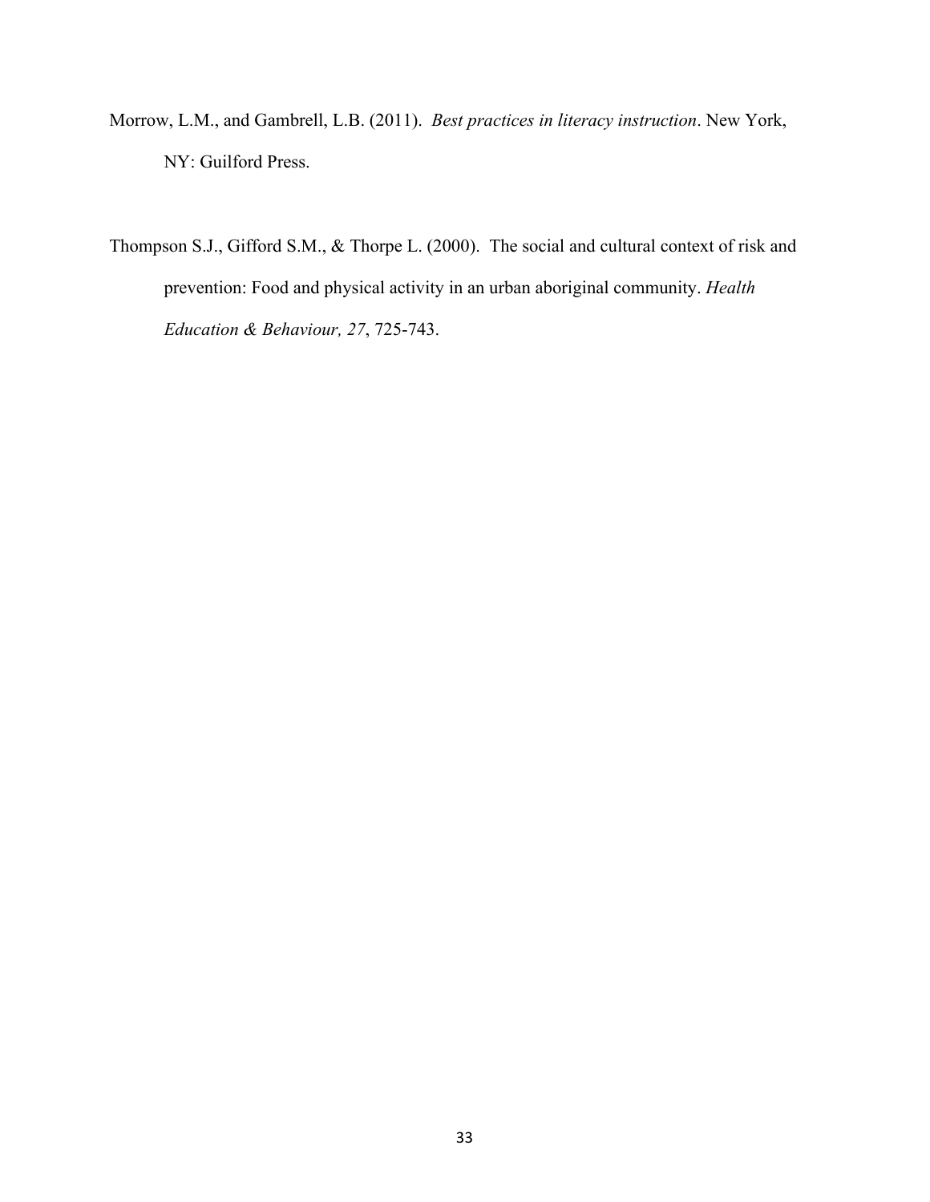Morrow, L.M., and Gambrell, L.B. (2011). *Best practices in literacy instruction*. New York, NY: Guilford Press.

Thompson S.J., Gifford S.M., & Thorpe L. (2000). The social and cultural context of risk and prevention: Food and physical activity in an urban aboriginal community. *Health Education & Behaviour, 27*, 725-743.